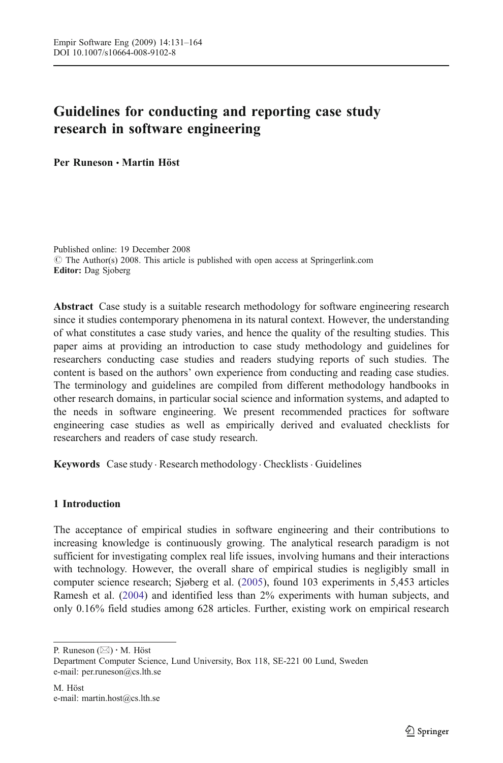# Guidelines for conducting and reporting case study research in software engineering

**Per Runeson · Martin Höst**

Published online: 19 December 2008
© The Author(s) 2008. This article is published with open access at Springerlink.com
**Editor:** Dag Sjoberg

**Abstract** Case study is a suitable research methodology for software engineering research since it studies contemporary phenomena in its natural context. However, the understanding of what constitutes a case study varies, and hence the quality of the resulting studies. This paper aims at providing an introduction to case study methodology and guidelines for researchers conducting case studies and readers studying reports of such studies. The content is based on the authors' own experience from conducting and reading case studies. The terminology and guidelines are compiled from different methodology handbooks in other research domains, in particular social science and information systems, and adapted to the needs in software engineering. We present recommended practices for software engineering case studies as well as empirically derived and evaluated checklists for researchers and readers of case study research.

**Keywords** Case study · Research methodology · Checklists · Guidelines

## 1 Introduction

The acceptance of empirical studies in software engineering and their contributions to increasing knowledge is continuously growing. The analytical research paradigm is not sufficient for investigating complex real life issues, involving humans and their interactions with technology. However, the overall share of empirical studies is negligibly small in computer science research; Sjøberg et al. (2005), found 103 experiments in 5,453 articles Ramesh et al. (2004) and identified less than 2% experiments with human subjects, and only 0.16% field studies among 628 articles. Further, existing work on empirical research

P. Runeson (✉) · M. Höst
Department Computer Science, Lund University, Box 118, SE-221 00 Lund, Sweden
e-mail: per.runeson@cs.lth.se

M. Höst
e-mail: martin.host@cs.lth.se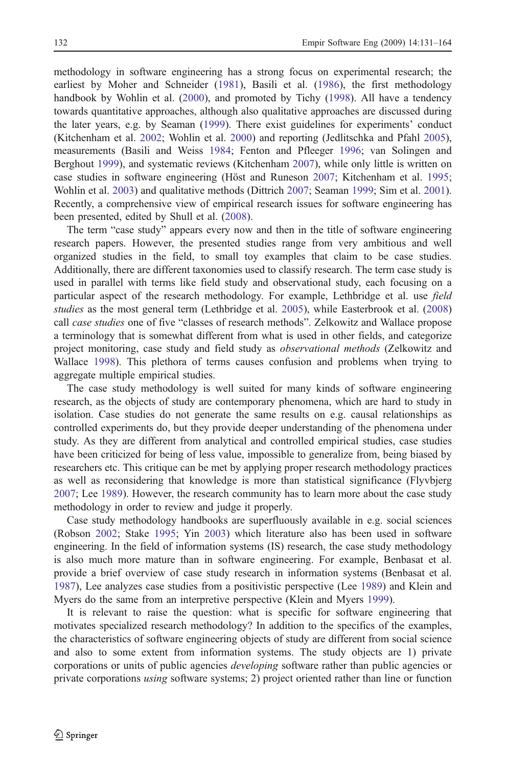methodology in software engineering has a strong focus on experimental research; the earliest by Moher and Schneider (1981), Basili et al. (1986), the first methodology handbook by Wohlin et al. (2000), and promoted by Tichy (1998). All have a tendency towards quantitative approaches, although also qualitative approaches are discussed during the later years, e.g. by Seaman (1999). There exist guidelines for experiments' conduct (Kitchenham et al. 2002; Wohlin et al. 2000) and reporting (Jedlitschka and Pfahl 2005), measurements (Basili and Weiss 1984; Fenton and Pfleeger 1996; van Solingen and Berghout 1999), and systematic reviews (Kitchenham 2007), while only little is written on case studies in software engineering (Höst and Runeson 2007; Kitchenham et al. 1995; Wohlin et al. 2003) and qualitative methods (Dittrich 2007; Seaman 1999; Sim et al. 2001). Recently, a comprehensive view of empirical research issues for software engineering has been presented, edited by Shull et al. (2008).

The term "case study" appears every now and then in the title of software engineering research papers. However, the presented studies range from very ambitious and well organized studies in the field, to small toy examples that claim to be case studies. Additionally, there are different taxonomies used to classify research. The term case study is used in parallel with terms like field study and observational study, each focusing on a particular aspect of the research methodology. For example, Lethbridge et al. use *field studies* as the most general term (Lethbridge et al. 2005), while Easterbrook et al. (2008) call *case studies* one of five "classes of research methods". Zelkowitz and Wallace propose a terminology that is somewhat different from what is used in other fields, and categorize project monitoring, case study and field study as *observational methods* (Zelkowitz and Wallace 1998). This plethora of terms causes confusion and problems when trying to aggregate multiple empirical studies.

The case study methodology is well suited for many kinds of software engineering research, as the objects of study are contemporary phenomena, which are hard to study in isolation. Case studies do not generate the same results on e.g. causal relationships as controlled experiments do, but they provide deeper understanding of the phenomena under study. As they are different from analytical and controlled empirical studies, case studies have been criticized for being of less value, impossible to generalize from, being biased by researchers etc. This critique can be met by applying proper research methodology practices as well as reconsidering that knowledge is more than statistical significance (Flyvbjerg 2007; Lee 1989). However, the research community has to learn more about the case study methodology in order to review and judge it properly.

Case study methodology handbooks are superfluously available in e.g. social sciences (Robson 2002; Stake 1995; Yin 2003) which literature also has been used in software engineering. In the field of information systems (IS) research, the case study methodology is also much more mature than in software engineering. For example, Benbasat et al. provide a brief overview of case study research in information systems (Benbasat et al. 1987), Lee analyzes case studies from a positivistic perspective (Lee 1989) and Klein and Myers do the same from an interpretive perspective (Klein and Myers 1999).

It is relevant to raise the question: what is specific for software engineering that motivates specialized research methodology? In addition to the specifics of the examples, the characteristics of software engineering objects of study are different from social science and also to some extent from information systems. The study objects are 1) private corporations or units of public agencies *developing* software rather than public agencies or private corporations *using* software systems; 2) project oriented rather than line or function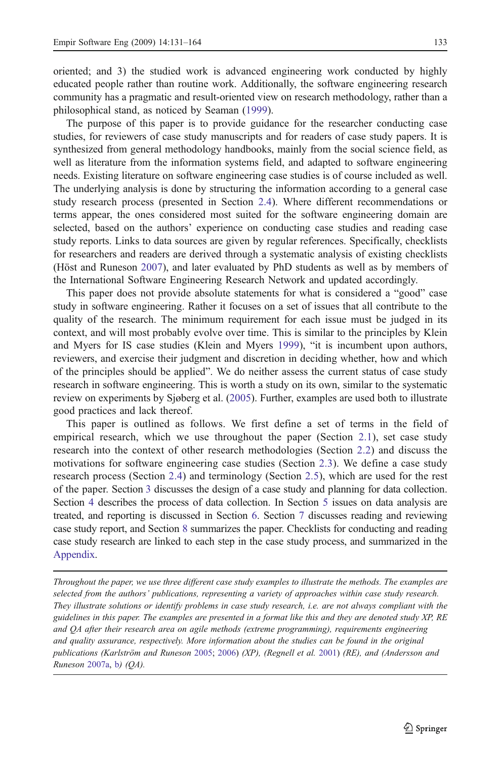oriented; and 3) the studied work is advanced engineering work conducted by highly educated people rather than routine work. Additionally, the software engineering research community has a pragmatic and result-oriented view on research methodology, rather than a philosophical stand, as noticed by Seaman (1999).

The purpose of this paper is to provide guidance for the researcher conducting case studies, for reviewers of case study manuscripts and for readers of case study papers. It is synthesized from general methodology handbooks, mainly from the social science field, as well as literature from the information systems field, and adapted to software engineering needs. Existing literature on software engineering case studies is of course included as well. The underlying analysis is done by structuring the information according to a general case study research process (presented in Section 2.4). Where different recommendations or terms appear, the ones considered most suited for the software engineering domain are selected, based on the authors' experience on conducting case studies and reading case study reports. Links to data sources are given by regular references. Specifically, checklists for researchers and readers are derived through a systematic analysis of existing checklists (Höst and Runeson 2007), and later evaluated by PhD students as well as by members of the International Software Engineering Research Network and updated accordingly.

This paper does not provide absolute statements for what is considered a "good" case study in software engineering. Rather it focuses on a set of issues that all contribute to the quality of the research. The minimum requirement for each issue must be judged in its context, and will most probably evolve over time. This is similar to the principles by Klein and Myers for IS case studies (Klein and Myers 1999), "it is incumbent upon authors, reviewers, and exercise their judgment and discretion in deciding whether, how and which of the principles should be applied". We do neither assess the current status of case study research in software engineering. This is worth a study on its own, similar to the systematic review on experiments by Sjøberg et al. (2005). Further, examples are used both to illustrate good practices and lack thereof.

This paper is outlined as follows. We first define a set of terms in the field of empirical research, which we use throughout the paper (Section 2.1), set case study research into the context of other research methodologies (Section 2.2) and discuss the motivations for software engineering case studies (Section 2.3). We define a case study research process (Section 2.4) and terminology (Section 2.5), which are used for the rest of the paper. Section 3 discusses the design of a case study and planning for data collection. Section 4 describes the process of data collection. In Section 5 issues on data analysis are treated, and reporting is discussed in Section 6. Section 7 discusses reading and reviewing case study report, and Section 8 summarizes the paper. Checklists for conducting and reading case study research are linked to each step in the case study process, and summarized in the Appendix.

---

*Throughout the paper, we use three different case study examples to illustrate the methods. The examples are selected from the authors' publications, representing a variety of approaches within case study research. They illustrate solutions or identify problems in case study research, i.e. are not always compliant with the guidelines in this paper. The examples are presented in a format like this and they are denoted study XP, RE and QA after their research area on agile methods (extreme programming), requirements engineering and quality assurance, respectively. More information about the studies can be found in the original publications (Karlström and Runeson 2005; 2006) (XP), (Regnell et al. 2001) (RE), and (Andersson and Runeson 2007a, b) (QA).*

---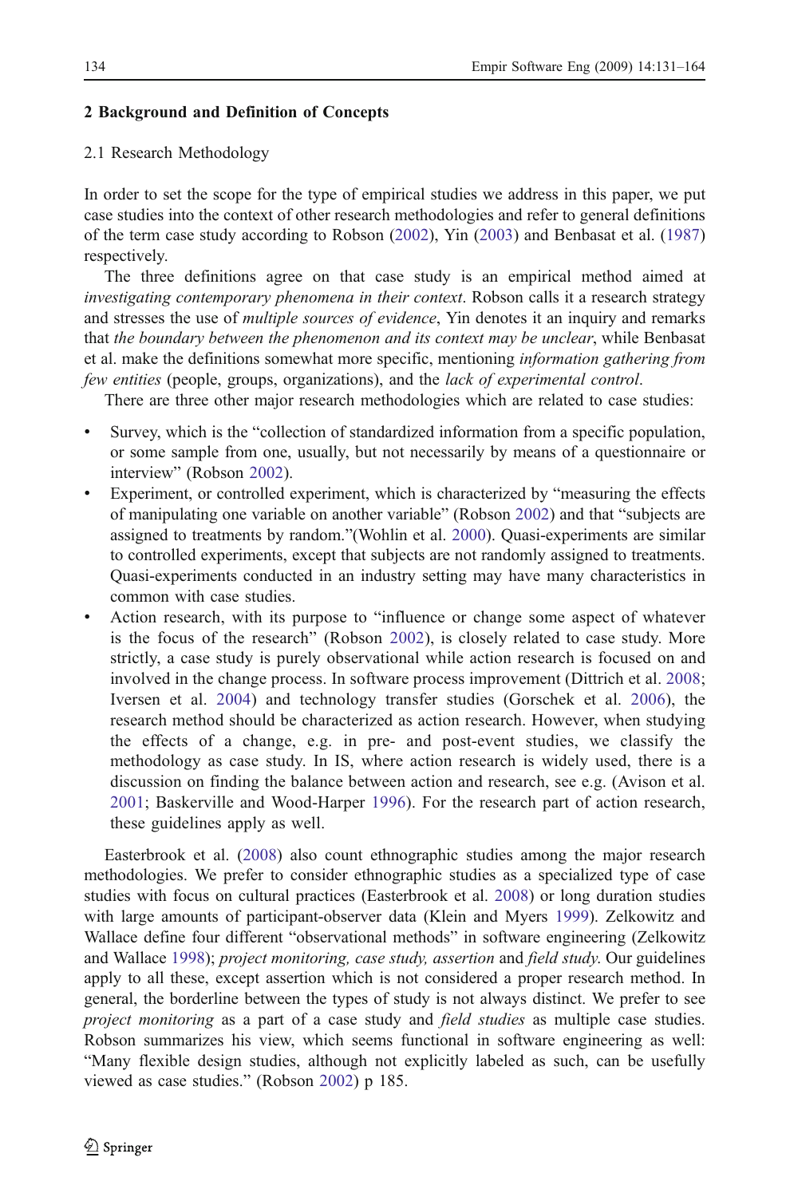## 2 Background and Definition of Concepts

### 2.1 Research Methodology

In order to set the scope for the type of empirical studies we address in this paper, we put case studies into the context of other research methodologies and refer to general definitions of the term case study according to Robson (2002), Yin (2003) and Benbasat et al. (1987) respectively.

The three definitions agree on that case study is an empirical method aimed at *investigating contemporary phenomena in their context*. Robson calls it a research strategy and stresses the use of *multiple sources of evidence*, Yin denotes it an inquiry and remarks that *the boundary between the phenomenon and its context may be unclear*, while Benbasat et al. make the definitions somewhat more specific, mentioning *information gathering from few entities* (people, groups, organizations), and the *lack of experimental control*.

There are three other major research methodologies which are related to case studies:

- Survey, which is the "collection of standardized information from a specific population, or some sample from one, usually, but not necessarily by means of a questionnaire or interview" (Robson 2002).
- Experiment, or controlled experiment, which is characterized by "measuring the effects of manipulating one variable on another variable" (Robson 2002) and that "subjects are assigned to treatments by random."(Wohlin et al. 2000). Quasi-experiments are similar to controlled experiments, except that subjects are not randomly assigned to treatments. Quasi-experiments conducted in an industry setting may have many characteristics in common with case studies.
- Action research, with its purpose to "influence or change some aspect of whatever is the focus of the research" (Robson 2002), is closely related to case study. More strictly, a case study is purely observational while action research is focused on and involved in the change process. In software process improvement (Dittrich et al. 2008; Iversen et al. 2004) and technology transfer studies (Gorschek et al. 2006), the research method should be characterized as action research. However, when studying the effects of a change, e.g. in pre- and post-event studies, we classify the methodology as case study. In IS, where action research is widely used, there is a discussion on finding the balance between action and research, see e.g. (Avison et al. 2001; Baskerville and Wood-Harper 1996). For the research part of action research, these guidelines apply as well.

Easterbrook et al. (2008) also count ethnographic studies among the major research methodologies. We prefer to consider ethnographic studies as a specialized type of case studies with focus on cultural practices (Easterbrook et al. 2008) or long duration studies with large amounts of participant-observer data (Klein and Myers 1999). Zelkowitz and Wallace define four different "observational methods" in software engineering (Zelkowitz and Wallace 1998); *project monitoring, case study, assertion* and *field study.* Our guidelines apply to all these, except assertion which is not considered a proper research method. In general, the borderline between the types of study is not always distinct. We prefer to see *project monitoring* as a part of a case study and *field studies* as multiple case studies. Robson summarizes his view, which seems functional in software engineering as well: "Many flexible design studies, although not explicitly labeled as such, can be usefully viewed as case studies." (Robson 2002) p 185.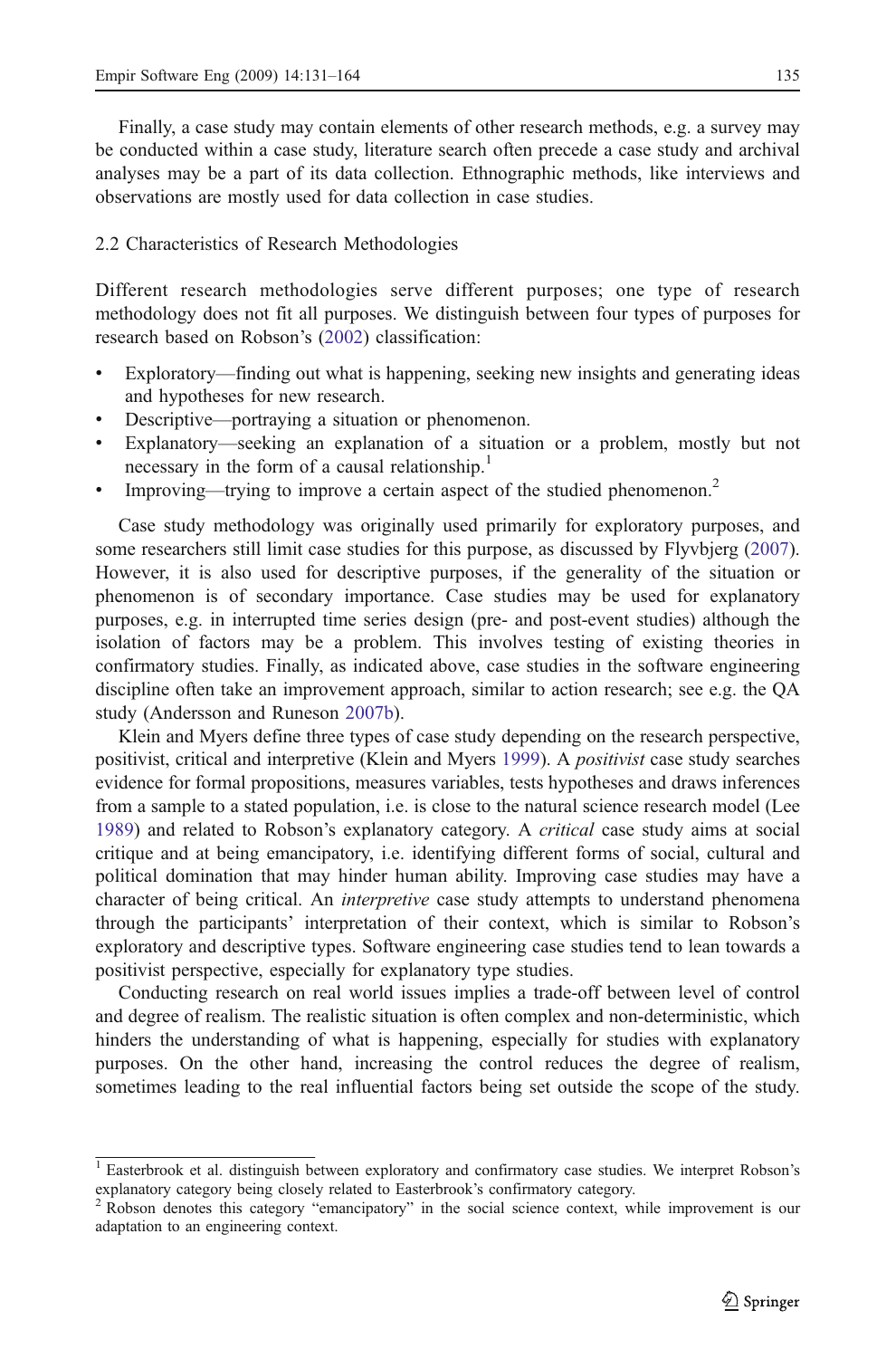Finally, a case study may contain elements of other research methods, e.g. a survey may be conducted within a case study, literature search often precede a case study and archival analyses may be a part of its data collection. Ethnographic methods, like interviews and observations are mostly used for data collection in case studies.

### 2.2 Characteristics of Research Methodologies

Different research methodologies serve different purposes; one type of research methodology does not fit all purposes. We distinguish between four types of purposes for research based on Robson's (2002) classification:

- Exploratory—finding out what is happening, seeking new insights and generating ideas and hypotheses for new research.
- Descriptive—portraying a situation or phenomenon.
- Explanatory—seeking an explanation of a situation or a problem, mostly but not necessary in the form of a causal relationship.[1]
- Improving—trying to improve a certain aspect of the studied phenomenon.[2]

Case study methodology was originally used primarily for exploratory purposes, and some researchers still limit case studies for this purpose, as discussed by Flyvbjerg (2007). However, it is also used for descriptive purposes, if the generality of the situation or phenomenon is of secondary importance. Case studies may be used for explanatory purposes, e.g. in interrupted time series design (pre- and post-event studies) although the isolation of factors may be a problem. This involves testing of existing theories in confirmatory studies. Finally, as indicated above, case studies in the software engineering discipline often take an improvement approach, similar to action research; see e.g. the QA study (Andersson and Runeson 2007b).

Klein and Myers define three types of case study depending on the research perspective, positivist, critical and interpretive (Klein and Myers 1999). A *positivist* case study searches evidence for formal propositions, measures variables, tests hypotheses and draws inferences from a sample to a stated population, i.e. is close to the natural science research model (Lee 1989) and related to Robson's explanatory category. A *critical* case study aims at social critique and at being emancipatory, i.e. identifying different forms of social, cultural and political domination that may hinder human ability. Improving case studies may have a character of being critical. An *interpretive* case study attempts to understand phenomena through the participants' interpretation of their context, which is similar to Robson's exploratory and descriptive types. Software engineering case studies tend to lean towards a positivist perspective, especially for explanatory type studies.

Conducting research on real world issues implies a trade-off between level of control and degree of realism. The realistic situation is often complex and non-deterministic, which hinders the understanding of what is happening, especially for studies with explanatory purposes. On the other hand, increasing the control reduces the degree of realism, sometimes leading to the real influential factors being set outside the scope of the study.

---

[1] Easterbrook et al. distinguish between exploratory and confirmatory case studies. We interpret Robson's explanatory category being closely related to Easterbrook's confirmatory category.

[2] Robson denotes this category "emancipatory" in the social science context, while improvement is our adaptation to an engineering context.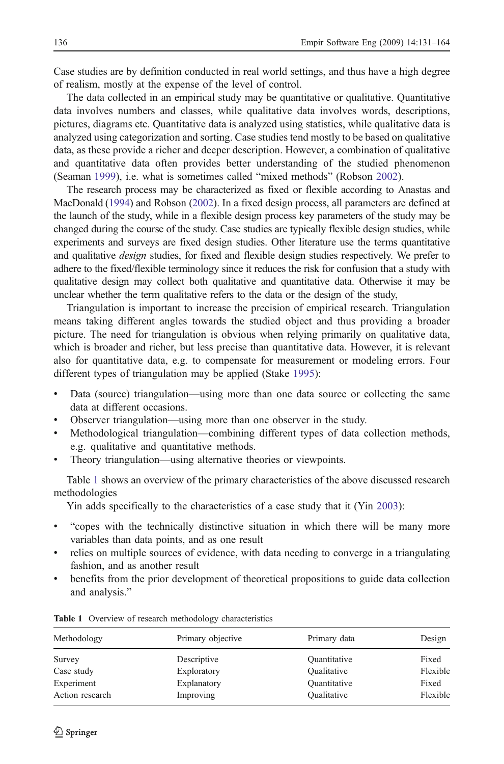Case studies are by definition conducted in real world settings, and thus have a high degree of realism, mostly at the expense of the level of control.

The data collected in an empirical study may be quantitative or qualitative. Quantitative data involves numbers and classes, while qualitative data involves words, descriptions, pictures, diagrams etc. Quantitative data is analyzed using statistics, while qualitative data is analyzed using categorization and sorting. Case studies tend mostly to be based on qualitative data, as these provide a richer and deeper description. However, a combination of qualitative and quantitative data often provides better understanding of the studied phenomenon (Seaman 1999), i.e. what is sometimes called "mixed methods" (Robson 2002).

The research process may be characterized as fixed or flexible according to Anastas and MacDonald (1994) and Robson (2002). In a fixed design process, all parameters are defined at the launch of the study, while in a flexible design process key parameters of the study may be changed during the course of the study. Case studies are typically flexible design studies, while experiments and surveys are fixed design studies. Other literature use the terms quantitative and qualitative *design* studies, for fixed and flexible design studies respectively. We prefer to adhere to the fixed/flexible terminology since it reduces the risk for confusion that a study with qualitative design may collect both qualitative and quantitative data. Otherwise it may be unclear whether the term qualitative refers to the data or the design of the study,

Triangulation is important to increase the precision of empirical research. Triangulation means taking different angles towards the studied object and thus providing a broader picture. The need for triangulation is obvious when relying primarily on qualitative data, which is broader and richer, but less precise than quantitative data. However, it is relevant also for quantitative data, e.g. to compensate for measurement or modeling errors. Four different types of triangulation may be applied (Stake 1995):

- Data (source) triangulation—using more than one data source or collecting the same data at different occasions.
- Observer triangulation—using more than one observer in the study.
- Methodological triangulation—combining different types of data collection methods, e.g. qualitative and quantitative methods.
- Theory triangulation—using alternative theories or viewpoints.

Table 1 shows an overview of the primary characteristics of the above discussed research methodologies

Yin adds specifically to the characteristics of a case study that it (Yin 2003):

- "copes with the technically distinctive situation in which there will be many more variables than data points, and as one result
- relies on multiple sources of evidence, with data needing to converge in a triangulating fashion, and as another result
- benefits from the prior development of theoretical propositions to guide data collection and analysis."

**Table 1** Overview of research methodology characteristics

| Methodology | Primary objective | Primary data | Design |
|---|---|---|---|
| Survey | Descriptive | Quantitative | Fixed |
| Case study | Exploratory | Qualitative | Flexible |
| Experiment | Explanatory | Quantitative | Fixed |
| Action research | Improving | Qualitative | Flexible |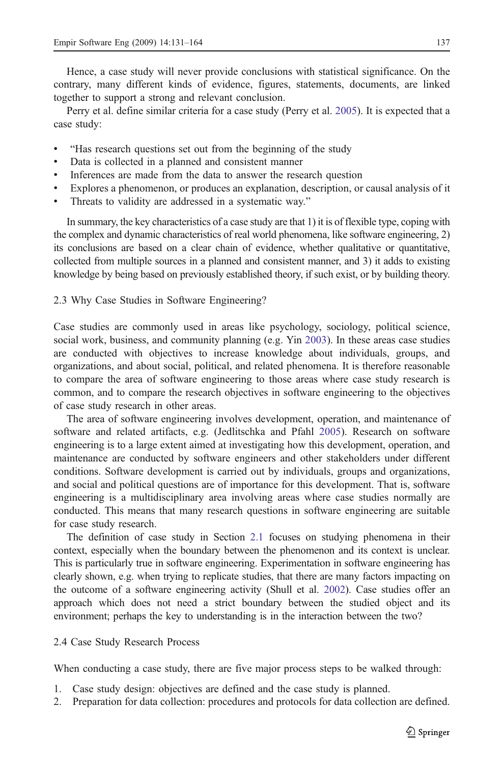Hence, a case study will never provide conclusions with statistical significance. On the contrary, many different kinds of evidence, figures, statements, documents, are linked together to support a strong and relevant conclusion.

Perry et al. define similar criteria for a case study (Perry et al. 2005). It is expected that a case study:

- "Has research questions set out from the beginning of the study
- Data is collected in a planned and consistent manner
- Inferences are made from the data to answer the research question
- Explores a phenomenon, or produces an explanation, description, or causal analysis of it
- Threats to validity are addressed in a systematic way."

In summary, the key characteristics of a case study are that 1) it is of flexible type, coping with the complex and dynamic characteristics of real world phenomena, like software engineering, 2) its conclusions are based on a clear chain of evidence, whether qualitative or quantitative, collected from multiple sources in a planned and consistent manner, and 3) it adds to existing knowledge by being based on previously established theory, if such exist, or by building theory.

### 2.3 Why Case Studies in Software Engineering?

Case studies are commonly used in areas like psychology, sociology, political science, social work, business, and community planning (e.g. Yin 2003). In these areas case studies are conducted with objectives to increase knowledge about individuals, groups, and organizations, and about social, political, and related phenomena. It is therefore reasonable to compare the area of software engineering to those areas where case study research is common, and to compare the research objectives in software engineering to the objectives of case study research in other areas.

The area of software engineering involves development, operation, and maintenance of software and related artifacts, e.g. (Jedlitschka and Pfahl 2005). Research on software engineering is to a large extent aimed at investigating how this development, operation, and maintenance are conducted by software engineers and other stakeholders under different conditions. Software development is carried out by individuals, groups and organizations, and social and political questions are of importance for this development. That is, software engineering is a multidisciplinary area involving areas where case studies normally are conducted. This means that many research questions in software engineering are suitable for case study research.

The definition of case study in Section 2.1 focuses on studying phenomena in their context, especially when the boundary between the phenomenon and its context is unclear. This is particularly true in software engineering. Experimentation in software engineering has clearly shown, e.g. when trying to replicate studies, that there are many factors impacting on the outcome of a software engineering activity (Shull et al. 2002). Case studies offer an approach which does not need a strict boundary between the studied object and its environment; perhaps the key to understanding is in the interaction between the two?

### 2.4 Case Study Research Process

When conducting a case study, there are five major process steps to be walked through:

1. Case study design: objectives are defined and the case study is planned.
2. Preparation for data collection: procedures and protocols for data collection are defined.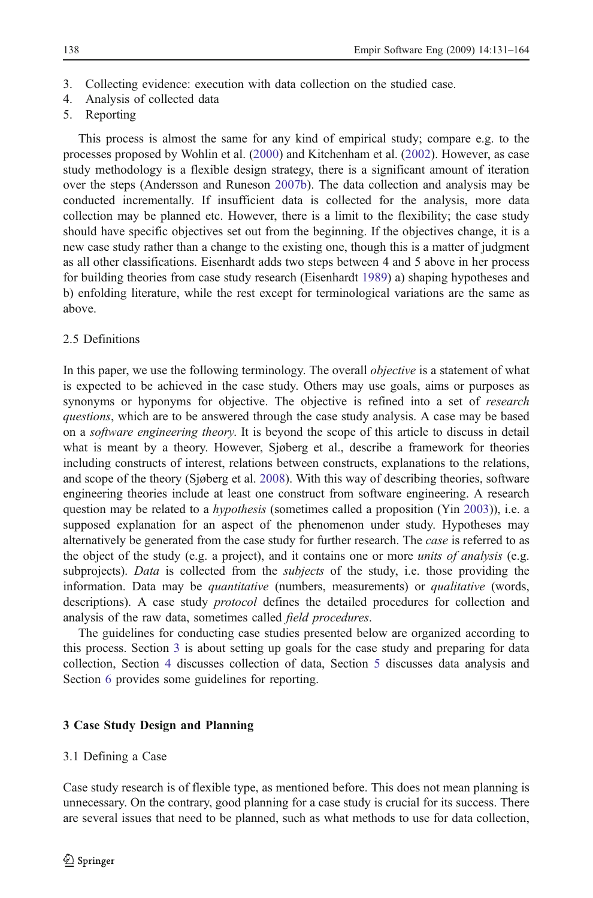3. Collecting evidence: execution with data collection on the studied case.
4. Analysis of collected data
5. Reporting

This process is almost the same for any kind of empirical study; compare e.g. to the processes proposed by Wohlin et al. (2000) and Kitchenham et al. (2002). However, as case study methodology is a flexible design strategy, there is a significant amount of iteration over the steps (Andersson and Runeson 2007b). The data collection and analysis may be conducted incrementally. If insufficient data is collected for the analysis, more data collection may be planned etc. However, there is a limit to the flexibility; the case study should have specific objectives set out from the beginning. If the objectives change, it is a new case study rather than a change to the existing one, though this is a matter of judgment as all other classifications. Eisenhardt adds two steps between 4 and 5 above in her process for building theories from case study research (Eisenhardt 1989) a) shaping hypotheses and b) enfolding literature, while the rest except for terminological variations are the same as above.

### 2.5 Definitions

In this paper, we use the following terminology. The overall *objective* is a statement of what is expected to be achieved in the case study. Others may use goals, aims or purposes as synonyms or hyponyms for objective. The objective is refined into a set of *research questions*, which are to be answered through the case study analysis. A case may be based on a *software engineering theory*. It is beyond the scope of this article to discuss in detail what is meant by a theory. However, Sjøberg et al., describe a framework for theories including constructs of interest, relations between constructs, explanations to the relations, and scope of the theory (Sjøberg et al. 2008). With this way of describing theories, software engineering theories include at least one construct from software engineering. A research question may be related to a *hypothesis* (sometimes called a proposition (Yin 2003)), i.e. a supposed explanation for an aspect of the phenomenon under study. Hypotheses may alternatively be generated from the case study for further research. The *case* is referred to as the object of the study (e.g. a project), and it contains one or more *units of analysis* (e.g. subprojects). *Data* is collected from the *subjects* of the study, i.e. those providing the information. Data may be *quantitative* (numbers, measurements) or *qualitative* (words, descriptions). A case study *protocol* defines the detailed procedures for collection and analysis of the raw data, sometimes called *field procedures*.

The guidelines for conducting case studies presented below are organized according to this process. Section 3 is about setting up goals for the case study and preparing for data collection, Section 4 discusses collection of data, Section 5 discusses data analysis and Section 6 provides some guidelines for reporting.

## 3 Case Study Design and Planning

### 3.1 Defining a Case

Case study research is of flexible type, as mentioned before. This does not mean planning is unnecessary. On the contrary, good planning for a case study is crucial for its success. There are several issues that need to be planned, such as what methods to use for data collection,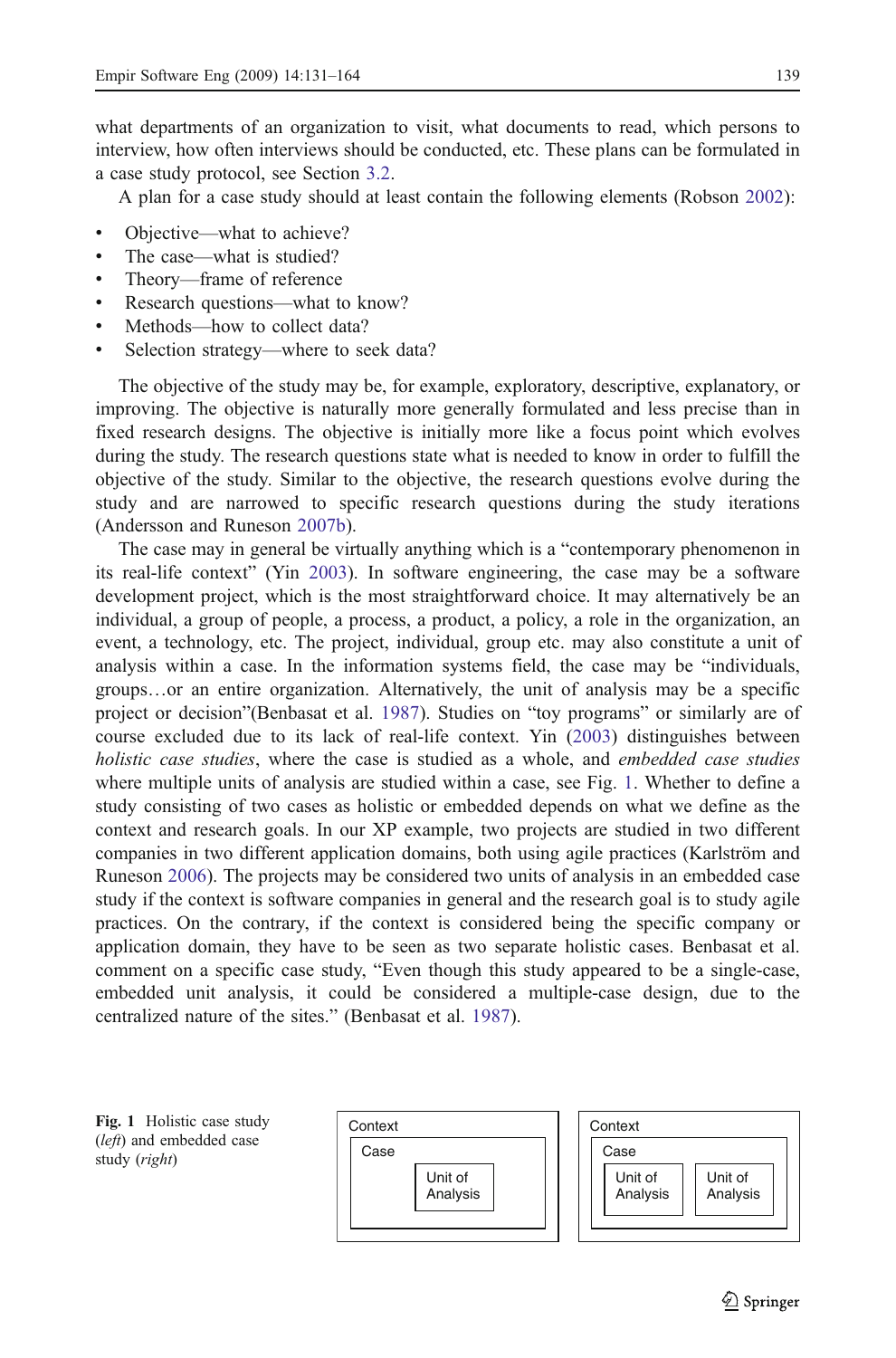what departments of an organization to visit, what documents to read, which persons to interview, how often interviews should be conducted, etc. These plans can be formulated in a case study protocol, see Section 3.2.

A plan for a case study should at least contain the following elements (Robson 2002):

- Objective—what to achieve?
- The case—what is studied?
- Theory—frame of reference
- Research questions—what to know?
- Methods—how to collect data?
- Selection strategy—where to seek data?

The objective of the study may be, for example, exploratory, descriptive, explanatory, or improving. The objective is naturally more generally formulated and less precise than in fixed research designs. The objective is initially more like a focus point which evolves during the study. The research questions state what is needed to know in order to fulfill the objective of the study. Similar to the objective, the research questions evolve during the study and are narrowed to specific research questions during the study iterations (Andersson and Runeson 2007b).

The case may in general be virtually anything which is a "contemporary phenomenon in its real-life context" (Yin 2003). In software engineering, the case may be a software development project, which is the most straightforward choice. It may alternatively be an individual, a group of people, a process, a product, a policy, a role in the organization, an event, a technology, etc. The project, individual, group etc. may also constitute a unit of analysis within a case. In the information systems field, the case may be "individuals, groups…or an entire organization. Alternatively, the unit of analysis may be a specific project or decision"(Benbasat et al. 1987). Studies on "toy programs" or similarly are of course excluded due to its lack of real-life context. Yin (2003) distinguishes between *holistic case studies*, where the case is studied as a whole, and *embedded case studies* where multiple units of analysis are studied within a case, see Fig. 1. Whether to define a study consisting of two cases as holistic or embedded depends on what we define as the context and research goals. In our XP example, two projects are studied in two different companies in two different application domains, both using agile practices (Karlström and Runeson 2006). The projects may be considered two units of analysis in an embedded case study if the context is software companies in general and the research goal is to study agile practices. On the contrary, if the context is considered being the specific company or application domain, they have to be seen as two separate holistic cases. Benbasat et al. comment on a specific case study, "Even though this study appeared to be a single-case, embedded unit analysis, it could be considered a multiple-case design, due to the centralized nature of the sites." (Benbasat et al. 1987).

**Fig. 1** Holistic case study (*left*) and embedded case study (*right*)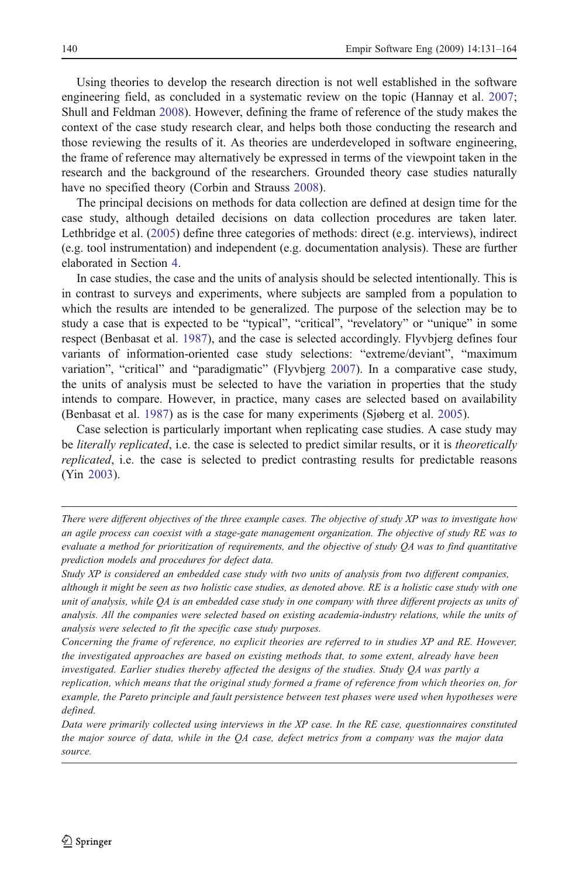Using theories to develop the research direction is not well established in the software engineering field, as concluded in a systematic review on the topic (Hannay et al. 2007; Shull and Feldman 2008). However, defining the frame of reference of the study makes the context of the case study research clear, and helps both those conducting the research and those reviewing the results of it. As theories are underdeveloped in software engineering, the frame of reference may alternatively be expressed in terms of the viewpoint taken in the research and the background of the researchers. Grounded theory case studies naturally have no specified theory (Corbin and Strauss 2008).

The principal decisions on methods for data collection are defined at design time for the case study, although detailed decisions on data collection procedures are taken later. Lethbridge et al. (2005) define three categories of methods: direct (e.g. interviews), indirect (e.g. tool instrumentation) and independent (e.g. documentation analysis). These are further elaborated in Section 4.

In case studies, the case and the units of analysis should be selected intentionally. This is in contrast to surveys and experiments, where subjects are sampled from a population to which the results are intended to be generalized. The purpose of the selection may be to study a case that is expected to be "typical", "critical", "revelatory" or "unique" in some respect (Benbasat et al. 1987), and the case is selected accordingly. Flyvbjerg defines four variants of information-oriented case study selections: "extreme/deviant", "maximum variation", "critical" and "paradigmatic" (Flyvbjerg 2007). In a comparative case study, the units of analysis must be selected to have the variation in properties that the study intends to compare. However, in practice, many cases are selected based on availability (Benbasat et al. 1987) as is the case for many experiments (Sjøberg et al. 2005).

Case selection is particularly important when replicating case studies. A case study may be *literally replicated*, i.e. the case is selected to predict similar results, or it is *theoretically replicated*, i.e. the case is selected to predict contrasting results for predictable reasons (Yin 2003).

---

*There were different objectives of the three example cases. The objective of study XP was to investigate how an agile process can coexist with a stage-gate management organization. The objective of study RE was to evaluate a method for prioritization of requirements, and the objective of study QA was to find quantitative prediction models and procedures for defect data.*

*Study XP is considered an embedded case study with two units of analysis from two different companies, although it might be seen as two holistic case studies, as denoted above. RE is a holistic case study with one unit of analysis, while QA is an embedded case study in one company with three different projects as units of analysis. All the companies were selected based on existing academia-industry relations, while the units of analysis were selected to fit the specific case study purposes.*

*Concerning the frame of reference, no explicit theories are referred to in studies XP and RE. However, the investigated approaches are based on existing methods that, to some extent, already have been investigated. Earlier studies thereby affected the designs of the studies. Study QA was partly a replication, which means that the original study formed a frame of reference from which theories on, for example, the Pareto principle and fault persistence between test phases were used when hypotheses were defined.*

*Data were primarily collected using interviews in the XP case. In the RE case, questionnaires constituted the major source of data, while in the QA case, defect metrics from a company was the major data source.*

---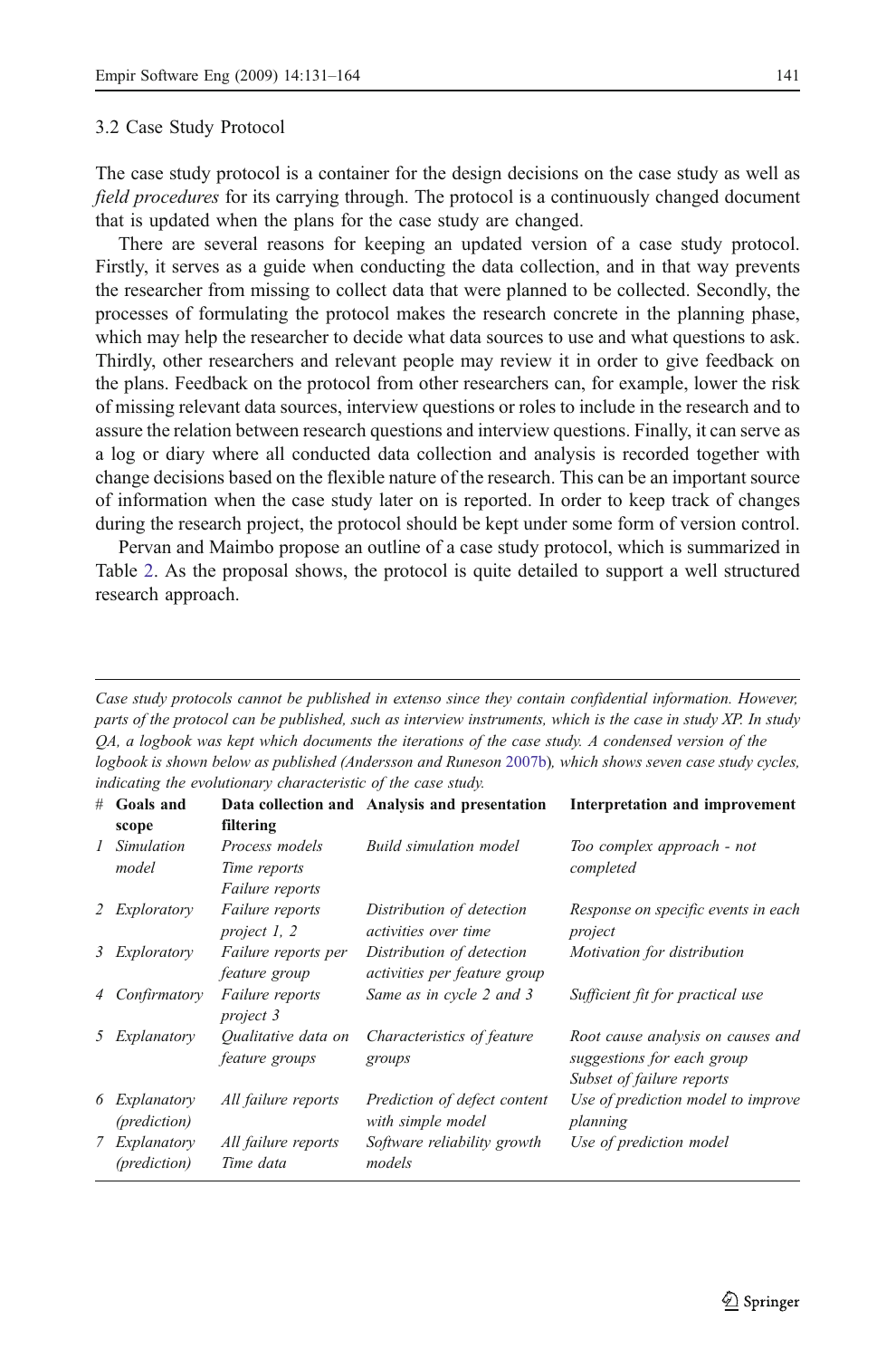### 3.2 Case Study Protocol

The case study protocol is a container for the design decisions on the case study as well as *field procedures* for its carrying through. The protocol is a continuously changed document that is updated when the plans for the case study are changed.

There are several reasons for keeping an updated version of a case study protocol. Firstly, it serves as a guide when conducting the data collection, and in that way prevents the researcher from missing to collect data that were planned to be collected. Secondly, the processes of formulating the protocol makes the research concrete in the planning phase, which may help the researcher to decide what data sources to use and what questions to ask. Thirdly, other researchers and relevant people may review it in order to give feedback on the plans. Feedback on the protocol from other researchers can, for example, lower the risk of missing relevant data sources, interview questions or roles to include in the research and to assure the relation between research questions and interview questions. Finally, it can serve as a log or diary where all conducted data collection and analysis is recorded together with change decisions based on the flexible nature of the research. This can be an important source of information when the case study later on is reported. In order to keep track of changes during the research project, the protocol should be kept under some form of version control.

Pervan and Maimbo propose an outline of a case study protocol, which is summarized in Table 2. As the proposal shows, the protocol is quite detailed to support a well structured research approach.

---

*Case study protocols cannot be published in extenso since they contain confidential information. However, parts of the protocol can be published, such as interview instruments, which is the case in study XP. In study QA, a logbook was kept which documents the iterations of the case study. A condensed version of the logbook is shown below as published (Andersson and Runeson 2007b), which shows seven case study cycles, indicating the evolutionary characteristic of the case study.*

| # | Goals and scope | Data collection and filtering | Analysis and presentation | Interpretation and improvement |
|---|---|---|---|---|
| *1* | *Simulation model* | *Process models Time reports Failure reports* | *Build simulation model* | *Too complex approach - not completed* |
| *2* | *Exploratory* | *Failure reports project 1, 2* | *Distribution of detection activities over time* | *Response on specific events in each project* |
| *3* | *Exploratory* | *Failure reports per feature group* | *Distribution of detection activities per feature group* | *Motivation for distribution* |
| *4* | *Confirmatory* | *Failure reports project 3* | *Same as in cycle 2 and 3* | *Sufficient fit for practical use* |
| *5* | *Explanatory* | *Qualitative data on feature groups* | *Characteristics of feature groups* | *Root cause analysis on causes and suggestions for each group Subset of failure reports* |
| *6* | *Explanatory (prediction)* | *All failure reports* | *Prediction of defect content with simple model* | *Use of prediction model to improve planning* |
| *7* | *Explanatory (prediction)* | *All failure reports Time data* | *Software reliability growth models* | *Use of prediction model* |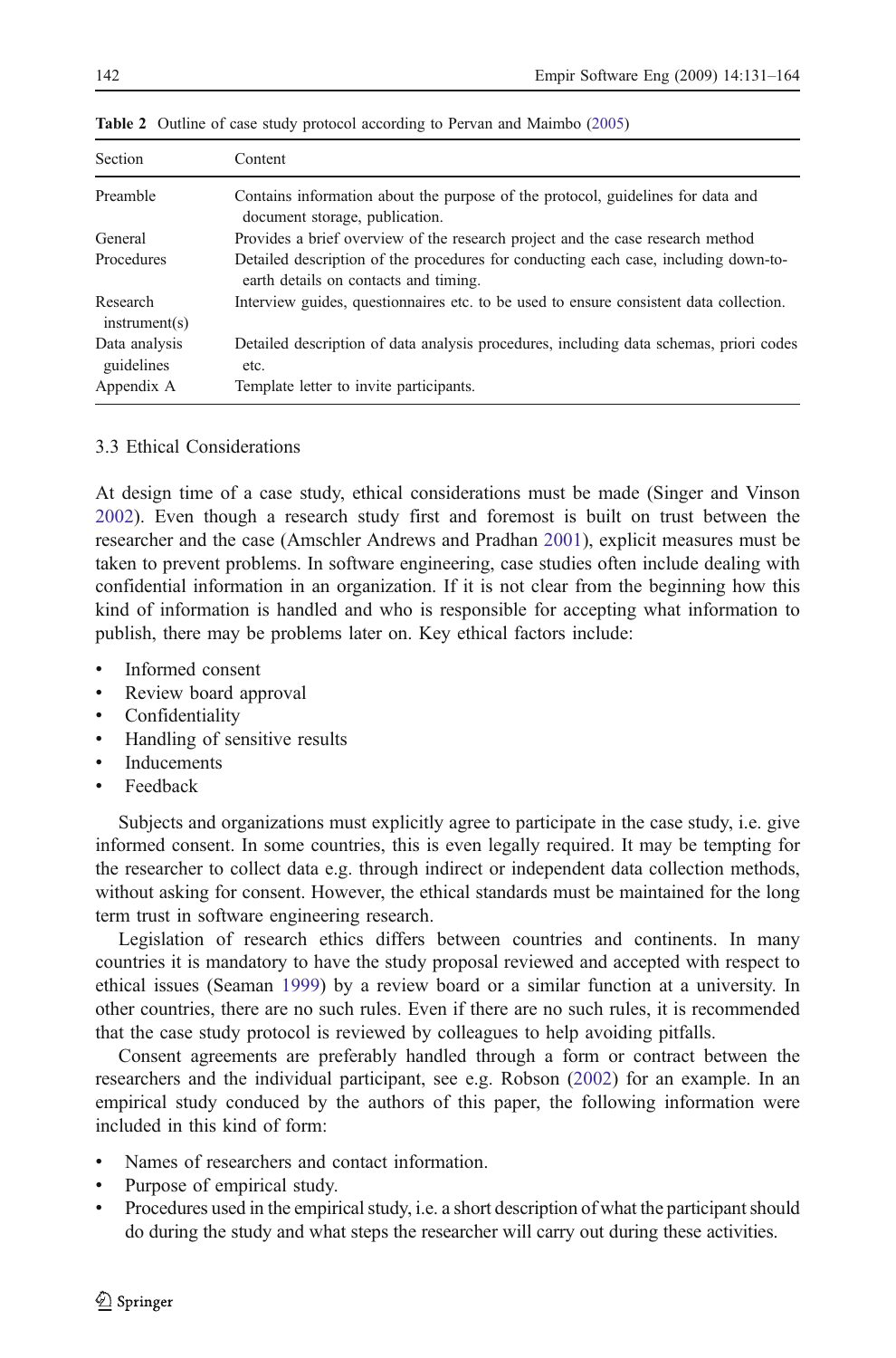**Table 2** Outline of case study protocol according to Pervan and Maimbo (2005)

| Section | Content |
| --- | --- |
| Preamble | Contains information about the purpose of the protocol, guidelines for data and document storage, publication. |
| General | Provides a brief overview of the research project and the case research method |
| Procedures | Detailed description of the procedures for conducting each case, including down-to-earth details on contacts and timing. |
| Research instrument(s) | Interview guides, questionnaires etc. to be used to ensure consistent data collection. |
| Data analysis guidelines | Detailed description of data analysis procedures, including data schemas, priori codes etc. |
| Appendix A | Template letter to invite participants. |

### 3.3 Ethical Considerations

At design time of a case study, ethical considerations must be made (Singer and Vinson 2002). Even though a research study first and foremost is built on trust between the researcher and the case (Amschler Andrews and Pradhan 2001), explicit measures must be taken to prevent problems. In software engineering, case studies often include dealing with confidential information in an organization. If it is not clear from the beginning how this kind of information is handled and who is responsible for accepting what information to publish, there may be problems later on. Key ethical factors include:

- Informed consent
- Review board approval
- Confidentiality
- Handling of sensitive results
- Inducements
- Feedback

Subjects and organizations must explicitly agree to participate in the case study, i.e. give informed consent. In some countries, this is even legally required. It may be tempting for the researcher to collect data e.g. through indirect or independent data collection methods, without asking for consent. However, the ethical standards must be maintained for the long term trust in software engineering research.

Legislation of research ethics differs between countries and continents. In many countries it is mandatory to have the study proposal reviewed and accepted with respect to ethical issues (Seaman 1999) by a review board or a similar function at a university. In other countries, there are no such rules. Even if there are no such rules, it is recommended that the case study protocol is reviewed by colleagues to help avoiding pitfalls.

Consent agreements are preferably handled through a form or contract between the researchers and the individual participant, see e.g. Robson (2002) for an example. In an empirical study conduced by the authors of this paper, the following information were included in this kind of form:

- Names of researchers and contact information.
- Purpose of empirical study.
- Procedures used in the empirical study, i.e. a short description of what the participant should do during the study and what steps the researcher will carry out during these activities.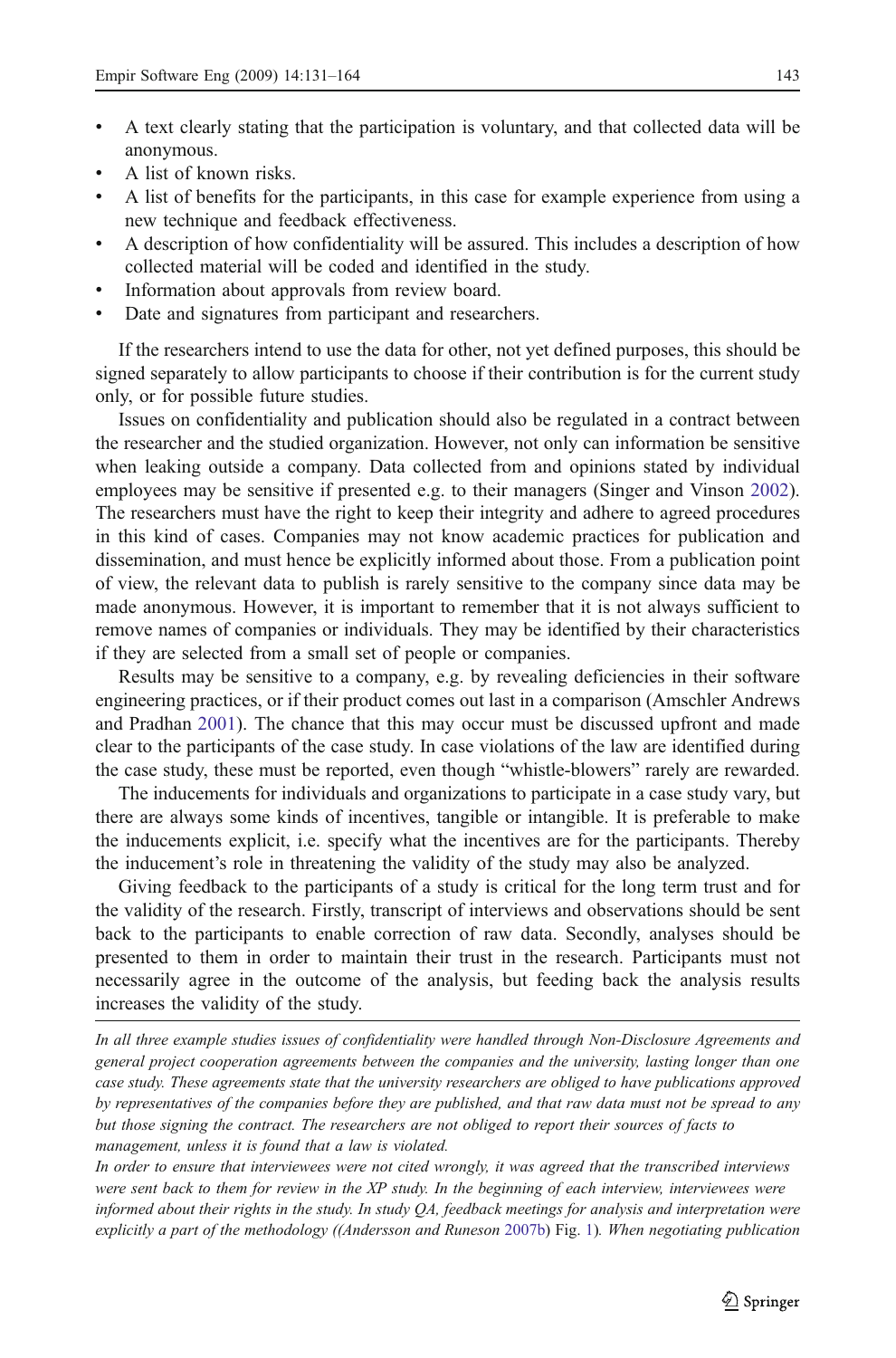- A text clearly stating that the participation is voluntary, and that collected data will be anonymous.
- A list of known risks.
- A list of benefits for the participants, in this case for example experience from using a new technique and feedback effectiveness.
- A description of how confidentiality will be assured. This includes a description of how collected material will be coded and identified in the study.
- Information about approvals from review board.
- Date and signatures from participant and researchers.

If the researchers intend to use the data for other, not yet defined purposes, this should be signed separately to allow participants to choose if their contribution is for the current study only, or for possible future studies.

Issues on confidentiality and publication should also be regulated in a contract between the researcher and the studied organization. However, not only can information be sensitive when leaking outside a company. Data collected from and opinions stated by individual employees may be sensitive if presented e.g. to their managers (Singer and Vinson 2002). The researchers must have the right to keep their integrity and adhere to agreed procedures in this kind of cases. Companies may not know academic practices for publication and dissemination, and must hence be explicitly informed about those. From a publication point of view, the relevant data to publish is rarely sensitive to the company since data may be made anonymous. However, it is important to remember that it is not always sufficient to remove names of companies or individuals. They may be identified by their characteristics if they are selected from a small set of people or companies.

Results may be sensitive to a company, e.g. by revealing deficiencies in their software engineering practices, or if their product comes out last in a comparison (Amschler Andrews and Pradhan 2001). The chance that this may occur must be discussed upfront and made clear to the participants of the case study. In case violations of the law are identified during the case study, these must be reported, even though "whistle-blowers" rarely are rewarded.

The inducements for individuals and organizations to participate in a case study vary, but there are always some kinds of incentives, tangible or intangible. It is preferable to make the inducements explicit, i.e. specify what the incentives are for the participants. Thereby the inducement's role in threatening the validity of the study may also be analyzed.

Giving feedback to the participants of a study is critical for the long term trust and for the validity of the research. Firstly, transcript of interviews and observations should be sent back to the participants to enable correction of raw data. Secondly, analyses should be presented to them in order to maintain their trust in the research. Participants must not necessarily agree in the outcome of the analysis, but feeding back the analysis results increases the validity of the study.

---

*In all three example studies issues of confidentiality were handled through Non-Disclosure Agreements and general project cooperation agreements between the companies and the university, lasting longer than one case study. These agreements state that the university researchers are obliged to have publications approved by representatives of the companies before they are published, and that raw data must not be spread to any but those signing the contract. The researchers are not obliged to report their sources of facts to management, unless it is found that a law is violated.*

*In order to ensure that interviewees were not cited wrongly, it was agreed that the transcribed interviews were sent back to them for review in the XP study. In the beginning of each interview, interviewees were informed about their rights in the study. In study QA, feedback meetings for analysis and interpretation were explicitly a part of the methodology ((Andersson and Runeson 2007b) Fig. 1). When negotiating publication*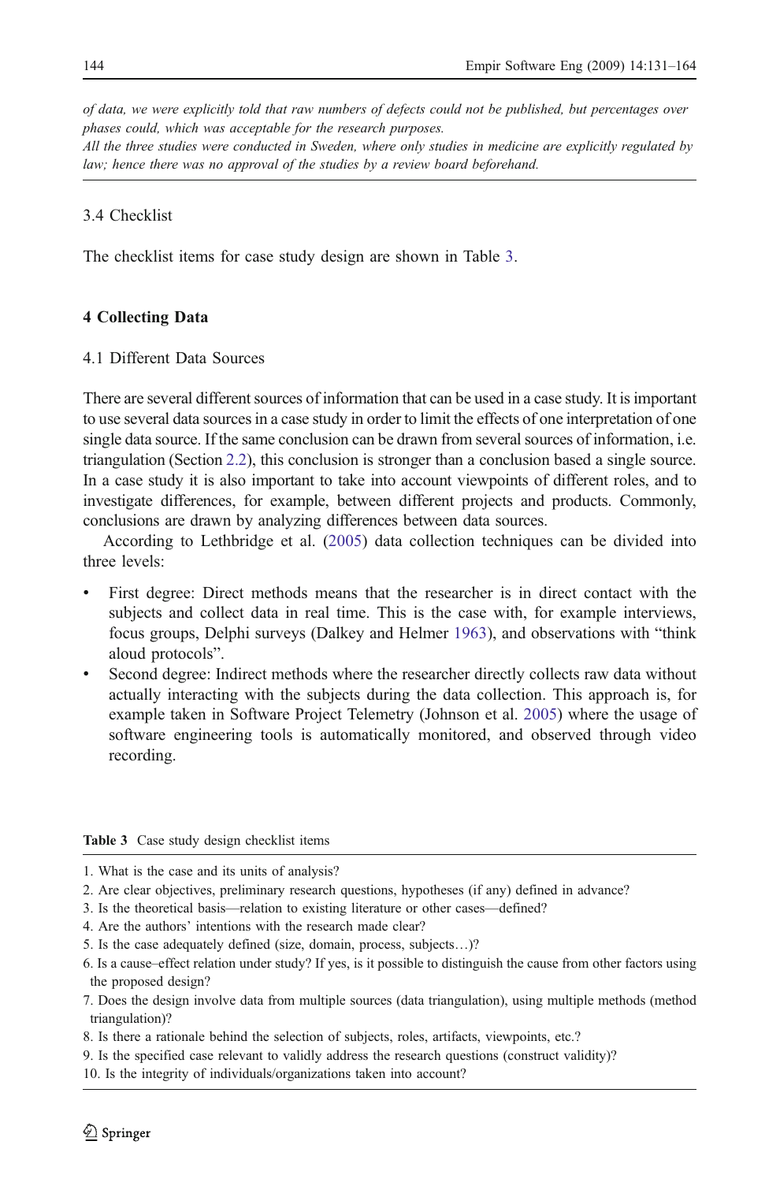*of data, we were explicitly told that raw numbers of defects could not be published, but percentages over phases could, which was acceptable for the research purposes.*
*All the three studies were conducted in Sweden, where only studies in medicine are explicitly regulated by law; hence there was no approval of the studies by a review board beforehand.*

### 3.4 Checklist

The checklist items for case study design are shown in Table 3.

## 4 Collecting Data

### 4.1 Different Data Sources

There are several different sources of information that can be used in a case study. It is important to use several data sources in a case study in order to limit the effects of one interpretation of one single data source. If the same conclusion can be drawn from several sources of information, i.e. triangulation (Section 2.2), this conclusion is stronger than a conclusion based a single source. In a case study it is also important to take into account viewpoints of different roles, and to investigate differences, for example, between different projects and products. Commonly, conclusions are drawn by analyzing differences between data sources.

According to Lethbridge et al. (2005) data collection techniques can be divided into three levels:

- First degree: Direct methods means that the researcher is in direct contact with the subjects and collect data in real time. This is the case with, for example interviews, focus groups, Delphi surveys (Dalkey and Helmer 1963), and observations with "think aloud protocols".
- Second degree: Indirect methods where the researcher directly collects raw data without actually interacting with the subjects during the data collection. This approach is, for example taken in Software Project Telemetry (Johnson et al. 2005) where the usage of software engineering tools is automatically monitored, and observed through video recording.

**Table 3** Case study design checklist items

| Case study design checklist items |
|---|
| 1. What is the case and its units of analysis? |
| 2. Are clear objectives, preliminary research questions, hypotheses (if any) defined in advance? |
| 3. Is the theoretical basis—relation to existing literature or other cases—defined? |
| 4. Are the authors' intentions with the research made clear? |
| 5. Is the case adequately defined (size, domain, process, subjects…)? |
| 6. Is a cause–effect relation under study? If yes, is it possible to distinguish the cause from other factors using the proposed design? |
| 7. Does the design involve data from multiple sources (data triangulation), using multiple methods (method triangulation)? |
| 8. Is there a rationale behind the selection of subjects, roles, artifacts, viewpoints, etc.? |
| 9. Is the specified case relevant to validly address the research questions (construct validity)? |
| 10. Is the integrity of individuals/organizations taken into account? |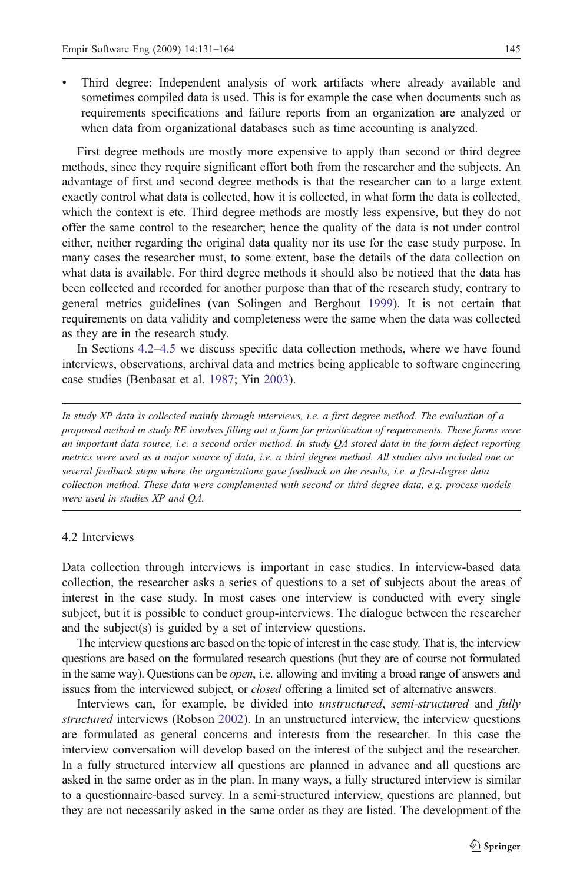- Third degree: Independent analysis of work artifacts where already available and sometimes compiled data is used. This is for example the case when documents such as requirements specifications and failure reports from an organization are analyzed or when data from organizational databases such as time accounting is analyzed.

First degree methods are mostly more expensive to apply than second or third degree methods, since they require significant effort both from the researcher and the subjects. An advantage of first and second degree methods is that the researcher can to a large extent exactly control what data is collected, how it is collected, in what form the data is collected, which the context is etc. Third degree methods are mostly less expensive, but they do not offer the same control to the researcher; hence the quality of the data is not under control either, neither regarding the original data quality nor its use for the case study purpose. In many cases the researcher must, to some extent, base the details of the data collection on what data is available. For third degree methods it should also be noticed that the data has been collected and recorded for another purpose than that of the research study, contrary to general metrics guidelines (van Solingen and Berghout 1999). It is not certain that requirements on data validity and completeness were the same when the data was collected as they are in the research study.

In Sections 4.2–4.5 we discuss specific data collection methods, where we have found interviews, observations, archival data and metrics being applicable to software engineering case studies (Benbasat et al. 1987; Yin 2003).

---

*In study XP data is collected mainly through interviews, i.e. a first degree method. The evaluation of a proposed method in study RE involves filling out a form for prioritization of requirements. These forms were an important data source, i.e. a second order method. In study QA stored data in the form defect reporting metrics were used as a major source of data, i.e. a third degree method. All studies also included one or several feedback steps where the organizations gave feedback on the results, i.e. a first-degree data collection method. These data were complemented with second or third degree data, e.g. process models were used in studies XP and QA.*

---

## 4.2 Interviews

Data collection through interviews is important in case studies. In interview-based data collection, the researcher asks a series of questions to a set of subjects about the areas of interest in the case study. In most cases one interview is conducted with every single subject, but it is possible to conduct group-interviews. The dialogue between the researcher and the subject(s) is guided by a set of interview questions.

The interview questions are based on the topic of interest in the case study. That is, the interview questions are based on the formulated research questions (but they are of course not formulated in the same way). Questions can be *open*, i.e. allowing and inviting a broad range of answers and issues from the interviewed subject, or *closed* offering a limited set of alternative answers.

Interviews can, for example, be divided into *unstructured*, *semi-structured* and *fully structured* interviews (Robson 2002). In an unstructured interview, the interview questions are formulated as general concerns and interests from the researcher. In this case the interview conversation will develop based on the interest of the subject and the researcher. In a fully structured interview all questions are planned in advance and all questions are asked in the same order as in the plan. In many ways, a fully structured interview is similar to a questionnaire-based survey. In a semi-structured interview, questions are planned, but they are not necessarily asked in the same order as they are listed. The development of the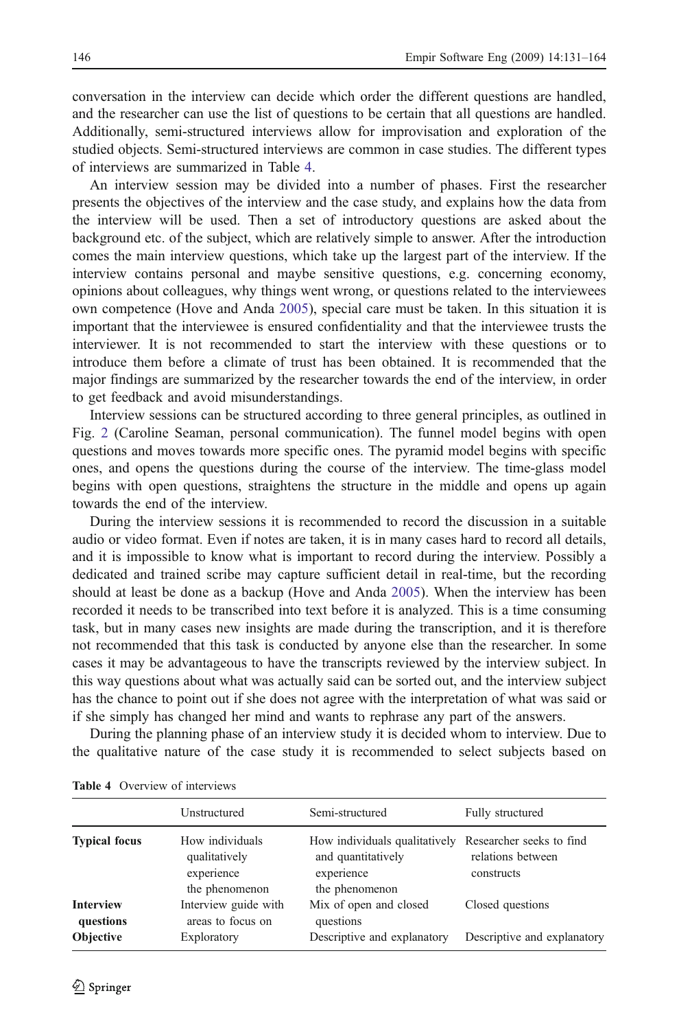conversation in the interview can decide which order the different questions are handled, and the researcher can use the list of questions to be certain that all questions are handled. Additionally, semi-structured interviews allow for improvisation and exploration of the studied objects. Semi-structured interviews are common in case studies. The different types of interviews are summarized in Table 4.

An interview session may be divided into a number of phases. First the researcher presents the objectives of the interview and the case study, and explains how the data from the interview will be used. Then a set of introductory questions are asked about the background etc. of the subject, which are relatively simple to answer. After the introduction comes the main interview questions, which take up the largest part of the interview. If the interview contains personal and maybe sensitive questions, e.g. concerning economy, opinions about colleagues, why things went wrong, or questions related to the interviewees own competence (Hove and Anda 2005), special care must be taken. In this situation it is important that the interviewee is ensured confidentiality and that the interviewee trusts the interviewer. It is not recommended to start the interview with these questions or to introduce them before a climate of trust has been obtained. It is recommended that the major findings are summarized by the researcher towards the end of the interview, in order to get feedback and avoid misunderstandings.

Interview sessions can be structured according to three general principles, as outlined in Fig. 2 (Caroline Seaman, personal communication). The funnel model begins with open questions and moves towards more specific ones. The pyramid model begins with specific ones, and opens the questions during the course of the interview. The time-glass model begins with open questions, straightens the structure in the middle and opens up again towards the end of the interview.

During the interview sessions it is recommended to record the discussion in a suitable audio or video format. Even if notes are taken, it is in many cases hard to record all details, and it is impossible to know what is important to record during the interview. Possibly a dedicated and trained scribe may capture sufficient detail in real-time, but the recording should at least be done as a backup (Hove and Anda 2005). When the interview has been recorded it needs to be transcribed into text before it is analyzed. This is a time consuming task, but in many cases new insights are made during the transcription, and it is therefore not recommended that this task is conducted by anyone else than the researcher. In some cases it may be advantageous to have the transcripts reviewed by the interview subject. In this way questions about what was actually said can be sorted out, and the interview subject has the chance to point out if she does not agree with the interpretation of what was said or if she simply has changed her mind and wants to rephrase any part of the answers.

During the planning phase of an interview study it is decided whom to interview. Due to the qualitative nature of the case study it is recommended to select subjects based on

**Table 4** Overview of interviews

| | Unstructured | Semi-structured | Fully structured |
|---|---|---|---|
| **Typical focus** | How individuals qualitatively experience the phenomenon | How individuals qualitatively and quantitatively experience the phenomenon | Researcher seeks to find relations between constructs |
| **Interview questions** | Interview guide with areas to focus on | Mix of open and closed questions | Closed questions |
| **Objective** | Exploratory | Descriptive and explanatory | Descriptive and explanatory |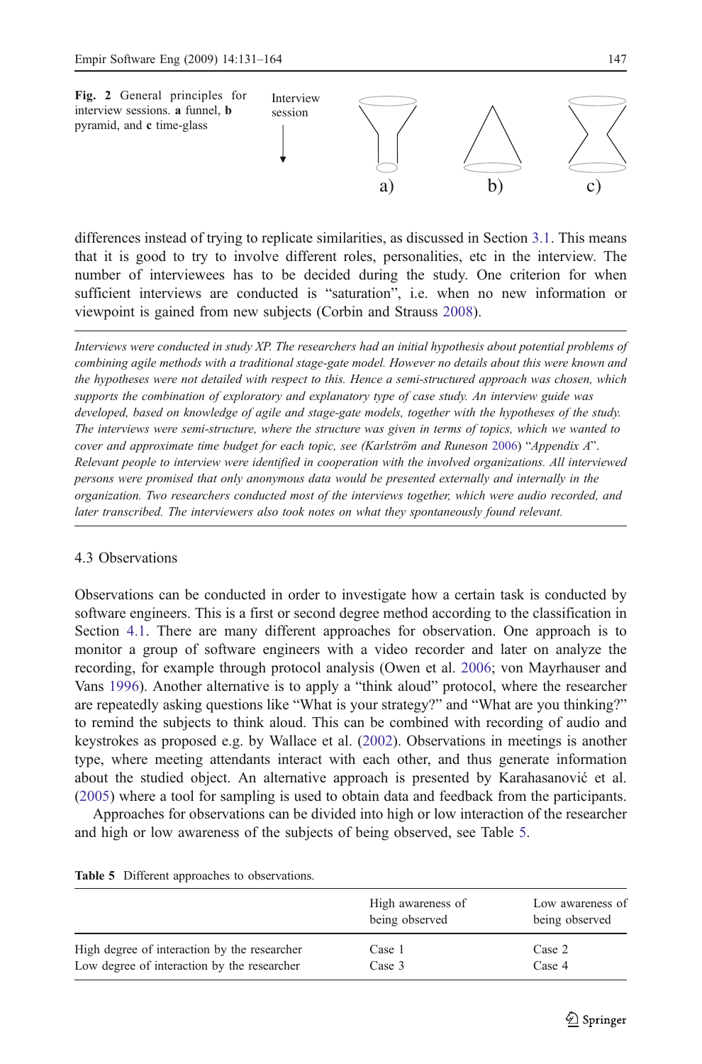**Fig. 2** General principles for interview sessions. **a** funnel, **b** pyramid, and **c** time-glass

Interview session

a)

b)

c)

differences instead of trying to replicate similarities, as discussed in Section 3.1. This means that it is good to try to involve different roles, personalities, etc in the interview. The number of interviewees has to be decided during the study. One criterion for when sufficient interviews are conducted is "saturation", i.e. when no new information or viewpoint is gained from new subjects (Corbin and Strauss 2008).

---

*Interviews were conducted in study XP. The researchers had an initial hypothesis about potential problems of combining agile methods with a traditional stage-gate model. However no details about this were known and the hypotheses were not detailed with respect to this. Hence a semi-structured approach was chosen, which supports the combination of exploratory and explanatory type of case study. An interview guide was developed, based on knowledge of agile and stage-gate models, together with the hypotheses of the study. The interviews were semi-structure, where the structure was given in terms of topics, which we wanted to cover and approximate time budget for each topic, see (Karlström and Runeson 2006) "Appendix A". Relevant people to interview were identified in cooperation with the involved organizations. All interviewed persons were promised that only anonymous data would be presented externally and internally in the organization. Two researchers conducted most of the interviews together, which were audio recorded, and later transcribed. The interviewers also took notes on what they spontaneously found relevant.*

---

### 4.3 Observations

Observations can be conducted in order to investigate how a certain task is conducted by software engineers. This is a first or second degree method according to the classification in Section 4.1. There are many different approaches for observation. One approach is to monitor a group of software engineers with a video recorder and later on analyze the recording, for example through protocol analysis (Owen et al. 2006; von Mayrhauser and Vans 1996). Another alternative is to apply a "think aloud" protocol, where the researcher are repeatedly asking questions like "What is your strategy?" and "What are you thinking?" to remind the subjects to think aloud. This can be combined with recording of audio and keystrokes as proposed e.g. by Wallace et al. (2002). Observations in meetings is another type, where meeting attendants interact with each other, and thus generate information about the studied object. An alternative approach is presented by Karahasanović et al. (2005) where a tool for sampling is used to obtain data and feedback from the participants.

Approaches for observations can be divided into high or low interaction of the researcher and high or low awareness of the subjects of being observed, see Table 5.

**Table 5** Different approaches to observations.

| | High awareness of being observed | Low awareness of being observed |
|---|---|---|
| High degree of interaction by the researcher | Case 1 | Case 2 |
| Low degree of interaction by the researcher | Case 3 | Case 4 |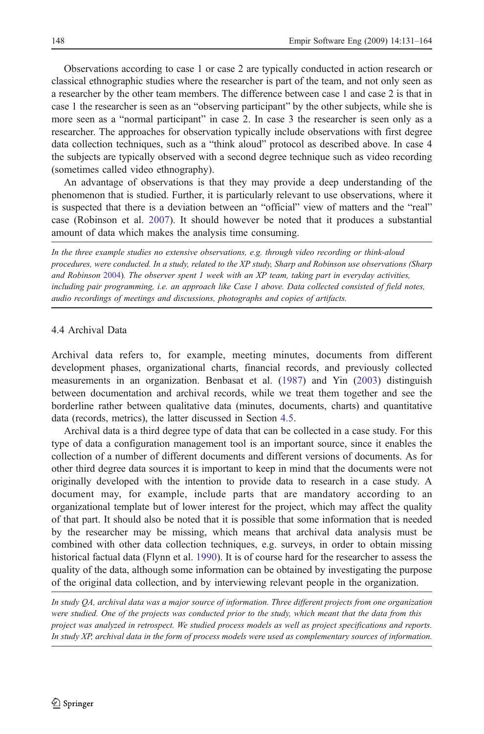Observations according to case 1 or case 2 are typically conducted in action research or classical ethnographic studies where the researcher is part of the team, and not only seen as a researcher by the other team members. The difference between case 1 and case 2 is that in case 1 the researcher is seen as an "observing participant" by the other subjects, while she is more seen as a "normal participant" in case 2. In case 3 the researcher is seen only as a researcher. The approaches for observation typically include observations with first degree data collection techniques, such as a "think aloud" protocol as described above. In case 4 the subjects are typically observed with a second degree technique such as video recording (sometimes called video ethnography).

An advantage of observations is that they may provide a deep understanding of the phenomenon that is studied. Further, it is particularly relevant to use observations, where it is suspected that there is a deviation between an "official" view of matters and the "real" case (Robinson et al. 2007). It should however be noted that it produces a substantial amount of data which makes the analysis time consuming.

---

*In the three example studies no extensive observations, e.g. through video recording or think-aloud procedures, were conducted. In a study, related to the XP study, Sharp and Robinson use observations (Sharp and Robinson 2004). The observer spent 1 week with an XP team, taking part in everyday activities, including pair programming, i.e. an approach like Case 1 above. Data collected consisted of field notes, audio recordings of meetings and discussions, photographs and copies of artifacts.*

---

### 4.4 Archival Data

Archival data refers to, for example, meeting minutes, documents from different development phases, organizational charts, financial records, and previously collected measurements in an organization. Benbasat et al. (1987) and Yin (2003) distinguish between documentation and archival records, while we treat them together and see the borderline rather between qualitative data (minutes, documents, charts) and quantitative data (records, metrics), the latter discussed in Section 4.5.

Archival data is a third degree type of data that can be collected in a case study. For this type of data a configuration management tool is an important source, since it enables the collection of a number of different documents and different versions of documents. As for other third degree data sources it is important to keep in mind that the documents were not originally developed with the intention to provide data to research in a case study. A document may, for example, include parts that are mandatory according to an organizational template but of lower interest for the project, which may affect the quality of that part. It should also be noted that it is possible that some information that is needed by the researcher may be missing, which means that archival data analysis must be combined with other data collection techniques, e.g. surveys, in order to obtain missing historical factual data (Flynn et al. 1990). It is of course hard for the researcher to assess the quality of the data, although some information can be obtained by investigating the purpose of the original data collection, and by interviewing relevant people in the organization.

---

*In study QA, archival data was a major source of information. Three different projects from one organization were studied. One of the projects was conducted prior to the study, which meant that the data from this project was analyzed in retrospect. We studied process models as well as project specifications and reports. In study XP, archival data in the form of process models were used as complementary sources of information.*

---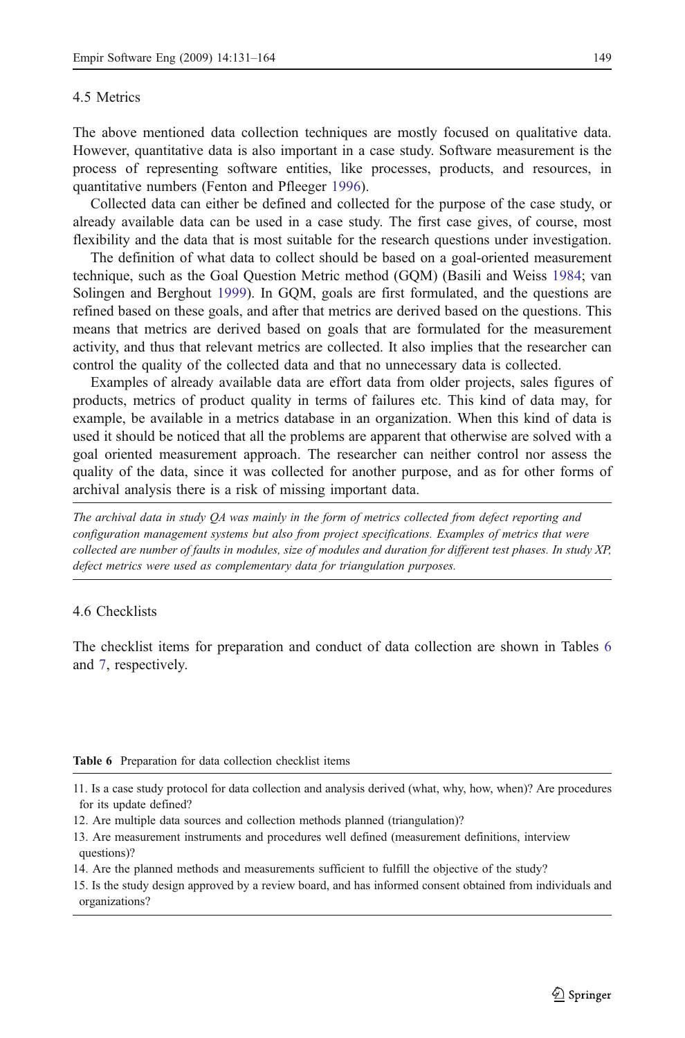### 4.5 Metrics

The above mentioned data collection techniques are mostly focused on qualitative data. However, quantitative data is also important in a case study. Software measurement is the process of representing software entities, like processes, products, and resources, in quantitative numbers (Fenton and Pfleeger 1996).

Collected data can either be defined and collected for the purpose of the case study, or already available data can be used in a case study. The first case gives, of course, most flexibility and the data that is most suitable for the research questions under investigation.

The definition of what data to collect should be based on a goal-oriented measurement technique, such as the Goal Question Metric method (GQM) (Basili and Weiss 1984; van Solingen and Berghout 1999). In GQM, goals are first formulated, and the questions are refined based on these goals, and after that metrics are derived based on the questions. This means that metrics are derived based on goals that are formulated for the measurement activity, and thus that relevant metrics are collected. It also implies that the researcher can control the quality of the collected data and that no unnecessary data is collected.

Examples of already available data are effort data from older projects, sales figures of products, metrics of product quality in terms of failures etc. This kind of data may, for example, be available in a metrics database in an organization. When this kind of data is used it should be noticed that all the problems are apparent that otherwise are solved with a goal oriented measurement approach. The researcher can neither control nor assess the quality of the data, since it was collected for another purpose, and as for other forms of archival analysis there is a risk of missing important data.

---

*The archival data in study QA was mainly in the form of metrics collected from defect reporting and configuration management systems but also from project specifications. Examples of metrics that were collected are number of faults in modules, size of modules and duration for different test phases. In study XP, defect metrics were used as complementary data for triangulation purposes.*

---

### 4.6 Checklists

The checklist items for preparation and conduct of data collection are shown in Tables 6 and 7, respectively.

**Table 6** Preparation for data collection checklist items

| |
|---|
| 11. Is a case study protocol for data collection and analysis derived (what, why, how, when)? Are procedures for its update defined? |
| 12. Are multiple data sources and collection methods planned (triangulation)? |
| 13. Are measurement instruments and procedures well defined (measurement definitions, interview questions)? |
| 14. Are the planned methods and measurements sufficient to fulfill the objective of the study? |
| 15. Is the study design approved by a review board, and has informed consent obtained from individuals and organizations? |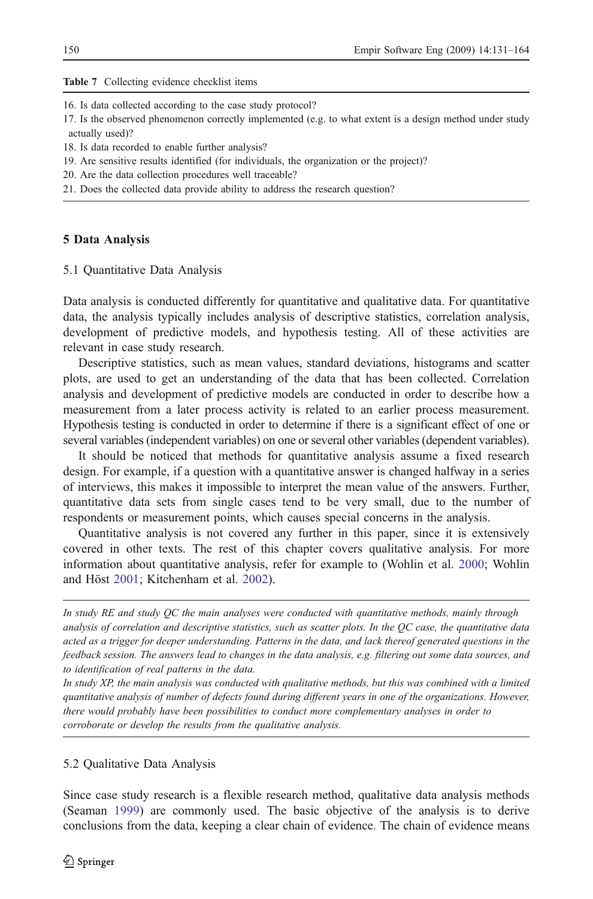**Table 7** Collecting evidence checklist items

16. Is data collected according to the case study protocol?
17. Is the observed phenomenon correctly implemented (e.g. to what extent is a design method under study actually used)?
18. Is data recorded to enable further analysis?
19. Are sensitive results identified (for individuals, the organization or the project)?
20. Are the data collection procedures well traceable?
21. Does the collected data provide ability to address the research question?

## 5 Data Analysis

### 5.1 Quantitative Data Analysis

Data analysis is conducted differently for quantitative and qualitative data. For quantitative data, the analysis typically includes analysis of descriptive statistics, correlation analysis, development of predictive models, and hypothesis testing. All of these activities are relevant in case study research.

Descriptive statistics, such as mean values, standard deviations, histograms and scatter plots, are used to get an understanding of the data that has been collected. Correlation analysis and development of predictive models are conducted in order to describe how a measurement from a later process activity is related to an earlier process measurement. Hypothesis testing is conducted in order to determine if there is a significant effect of one or several variables (independent variables) on one or several other variables (dependent variables).

It should be noticed that methods for quantitative analysis assume a fixed research design. For example, if a question with a quantitative answer is changed halfway in a series of interviews, this makes it impossible to interpret the mean value of the answers. Further, quantitative data sets from single cases tend to be very small, due to the number of respondents or measurement points, which causes special concerns in the analysis.

Quantitative analysis is not covered any further in this paper, since it is extensively covered in other texts. The rest of this chapter covers qualitative analysis. For more information about quantitative analysis, refer for example to (Wohlin et al. 2000; Wohlin and Höst 2001; Kitchenham et al. 2002).

---

*In study RE and study QC the main analyses were conducted with quantitative methods, mainly through analysis of correlation and descriptive statistics, such as scatter plots. In the QC case, the quantitative data acted as a trigger for deeper understanding. Patterns in the data, and lack thereof generated questions in the feedback session. The answers lead to changes in the data analysis, e.g. filtering out some data sources, and to identification of real patterns in the data.*

*In study XP, the main analysis was conducted with qualitative methods, but this was combined with a limited quantitative analysis of number of defects found during different years in one of the organizations. However, there would probably have been possibilities to conduct more complementary analyses in order to corroborate or develop the results from the qualitative analysis.*

---

### 5.2 Qualitative Data Analysis

Since case study research is a flexible research method, qualitative data analysis methods (Seaman 1999) are commonly used. The basic objective of the analysis is to derive conclusions from the data, keeping a clear chain of evidence. The chain of evidence means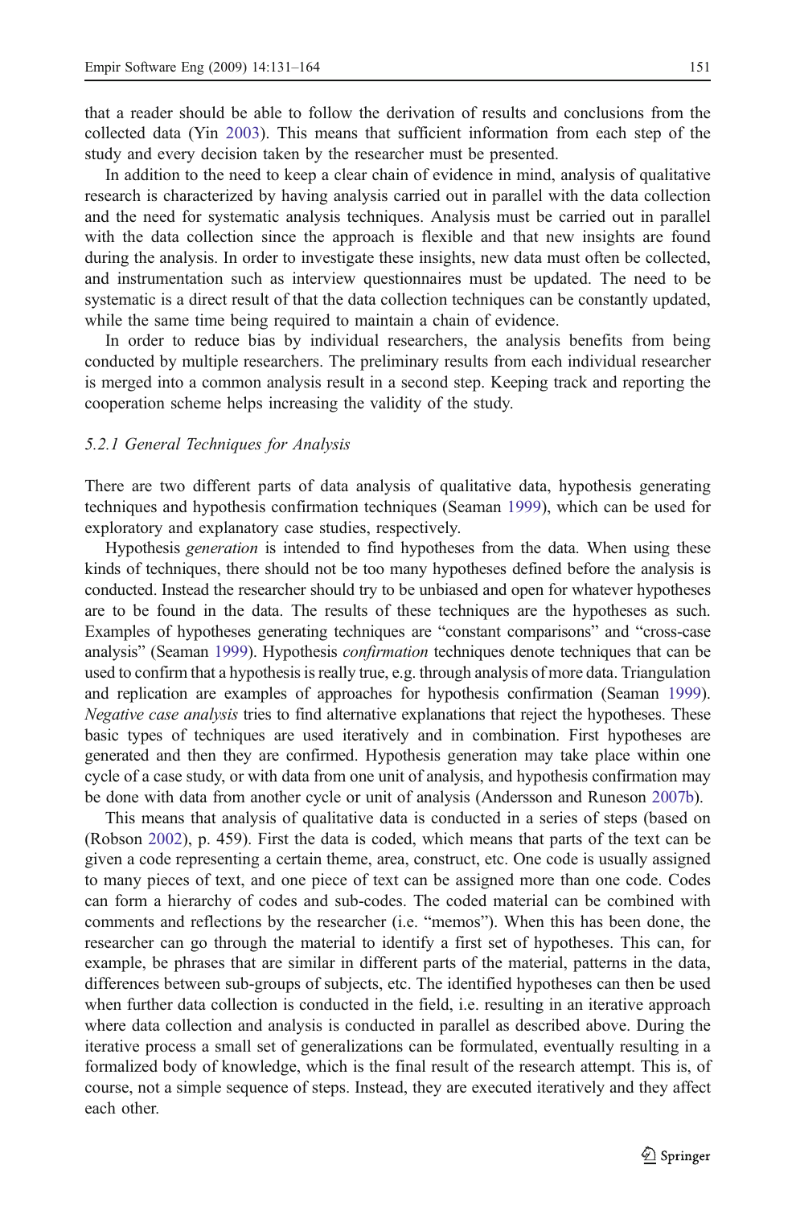that a reader should be able to follow the derivation of results and conclusions from the collected data (Yin 2003). This means that sufficient information from each step of the study and every decision taken by the researcher must be presented.

In addition to the need to keep a clear chain of evidence in mind, analysis of qualitative research is characterized by having analysis carried out in parallel with the data collection and the need for systematic analysis techniques. Analysis must be carried out in parallel with the data collection since the approach is flexible and that new insights are found during the analysis. In order to investigate these insights, new data must often be collected, and instrumentation such as interview questionnaires must be updated. The need to be systematic is a direct result of that the data collection techniques can be constantly updated, while the same time being required to maintain a chain of evidence.

In order to reduce bias by individual researchers, the analysis benefits from being conducted by multiple researchers. The preliminary results from each individual researcher is merged into a common analysis result in a second step. Keeping track and reporting the cooperation scheme helps increasing the validity of the study.

#### *5.2.1 General Techniques for Analysis*

There are two different parts of data analysis of qualitative data, hypothesis generating techniques and hypothesis confirmation techniques (Seaman 1999), which can be used for exploratory and explanatory case studies, respectively.

Hypothesis *generation* is intended to find hypotheses from the data. When using these kinds of techniques, there should not be too many hypotheses defined before the analysis is conducted. Instead the researcher should try to be unbiased and open for whatever hypotheses are to be found in the data. The results of these techniques are the hypotheses as such. Examples of hypotheses generating techniques are "constant comparisons" and "cross-case analysis" (Seaman 1999). Hypothesis *confirmation* techniques denote techniques that can be used to confirm that a hypothesis is really true, e.g. through analysis of more data. Triangulation and replication are examples of approaches for hypothesis confirmation (Seaman 1999). *Negative case analysis* tries to find alternative explanations that reject the hypotheses. These basic types of techniques are used iteratively and in combination. First hypotheses are generated and then they are confirmed. Hypothesis generation may take place within one cycle of a case study, or with data from one unit of analysis, and hypothesis confirmation may be done with data from another cycle or unit of analysis (Andersson and Runeson 2007b).

This means that analysis of qualitative data is conducted in a series of steps (based on (Robson 2002), p. 459). First the data is coded, which means that parts of the text can be given a code representing a certain theme, area, construct, etc. One code is usually assigned to many pieces of text, and one piece of text can be assigned more than one code. Codes can form a hierarchy of codes and sub-codes. The coded material can be combined with comments and reflections by the researcher (i.e. "memos"). When this has been done, the researcher can go through the material to identify a first set of hypotheses. This can, for example, be phrases that are similar in different parts of the material, patterns in the data, differences between sub-groups of subjects, etc. The identified hypotheses can then be used when further data collection is conducted in the field, i.e. resulting in an iterative approach where data collection and analysis is conducted in parallel as described above. During the iterative process a small set of generalizations can be formulated, eventually resulting in a formalized body of knowledge, which is the final result of the research attempt. This is, of course, not a simple sequence of steps. Instead, they are executed iteratively and they affect each other.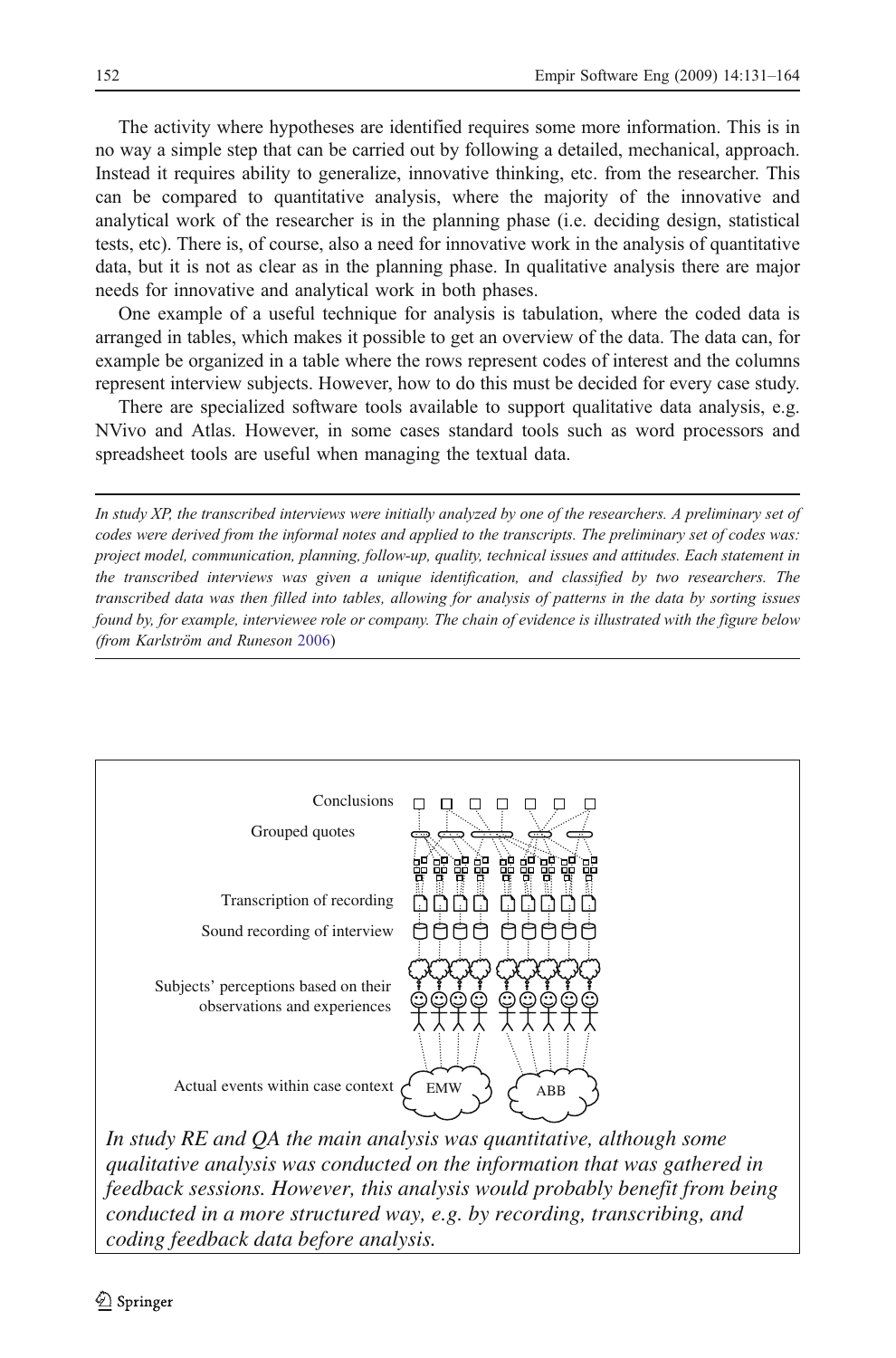The activity where hypotheses are identified requires some more information. This is in no way a simple step that can be carried out by following a detailed, mechanical, approach. Instead it requires ability to generalize, innovative thinking, etc. from the researcher. This can be compared to quantitative analysis, where the majority of the innovative and analytical work of the researcher is in the planning phase (i.e. deciding design, statistical tests, etc). There is, of course, also a need for innovative work in the analysis of quantitative data, but it is not as clear as in the planning phase. In qualitative analysis there are major needs for innovative and analytical work in both phases.

One example of a useful technique for analysis is tabulation, where the coded data is arranged in tables, which makes it possible to get an overview of the data. The data can, for example be organized in a table where the rows represent codes of interest and the columns represent interview subjects. However, how to do this must be decided for every case study.

There are specialized software tools available to support qualitative data analysis, e.g. NVivo and Atlas. However, in some cases standard tools such as word processors and spreadsheet tools are useful when managing the textual data.

---

*In study XP, the transcribed interviews were initially analyzed by one of the researchers. A preliminary set of codes were derived from the informal notes and applied to the transcripts. The preliminary set of codes was: project model, communication, planning, follow-up, quality, technical issues and attitudes. Each statement in the transcribed interviews was given a unique identification, and classified by two researchers. The transcribed data was then filled into tables, allowing for analysis of patterns in the data by sorting issues found by, for example, interviewee role or company. The chain of evidence is illustrated with the figure below (from Karlström and Runeson 2006)*

---

Conclusions

Grouped quotes

Transcription of recording

Sound recording of interview

Subjects' perceptions based on their observations and experiences

Actual events within case context

EMW

ABB

*In study RE and QA the main analysis was quantitative, although some qualitative analysis was conducted on the information that was gathered in feedback sessions. However, this analysis would probably benefit from being conducted in a more structured way, e.g. by recording, transcribing, and coding feedback data before analysis.*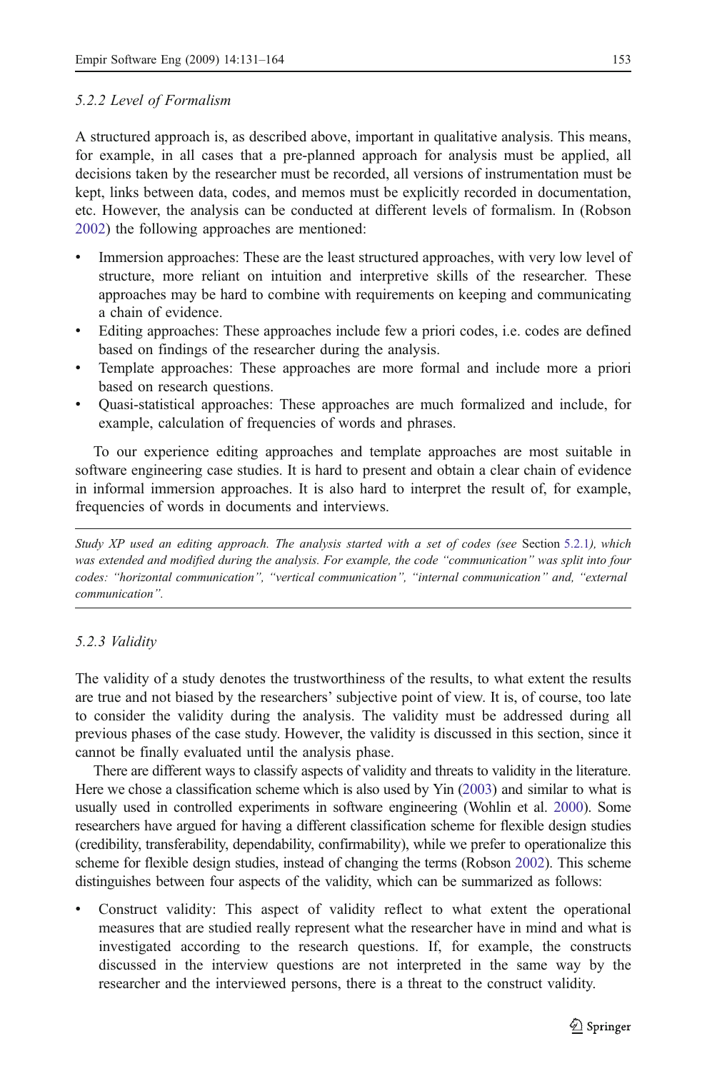### 5.2.2 Level of Formalism

A structured approach is, as described above, important in qualitative analysis. This means, for example, in all cases that a pre-planned approach for analysis must be applied, all decisions taken by the researcher must be recorded, all versions of instrumentation must be kept, links between data, codes, and memos must be explicitly recorded in documentation, etc. However, the analysis can be conducted at different levels of formalism. In (Robson 2002) the following approaches are mentioned:

- Immersion approaches: These are the least structured approaches, with very low level of structure, more reliant on intuition and interpretive skills of the researcher. These approaches may be hard to combine with requirements on keeping and communicating a chain of evidence.
- Editing approaches: These approaches include few a priori codes, i.e. codes are defined based on findings of the researcher during the analysis.
- Template approaches: These approaches are more formal and include more a priori based on research questions.
- Quasi-statistical approaches: These approaches are much formalized and include, for example, calculation of frequencies of words and phrases.

To our experience editing approaches and template approaches are most suitable in software engineering case studies. It is hard to present and obtain a clear chain of evidence in informal immersion approaches. It is also hard to interpret the result of, for example, frequencies of words in documents and interviews.

---

*Study XP used an editing approach. The analysis started with a set of codes (see* Section 5.2.1*), which was extended and modified during the analysis. For example, the code "communication" was split into four codes: "horizontal communication", "vertical communication", "internal communication" and, "external communication".*

---

### 5.2.3 Validity

The validity of a study denotes the trustworthiness of the results, to what extent the results are true and not biased by the researchers' subjective point of view. It is, of course, too late to consider the validity during the analysis. The validity must be addressed during all previous phases of the case study. However, the validity is discussed in this section, since it cannot be finally evaluated until the analysis phase.

There are different ways to classify aspects of validity and threats to validity in the literature. Here we chose a classification scheme which is also used by Yin (2003) and similar to what is usually used in controlled experiments in software engineering (Wohlin et al. 2000). Some researchers have argued for having a different classification scheme for flexible design studies (credibility, transferability, dependability, confirmability), while we prefer to operationalize this scheme for flexible design studies, instead of changing the terms (Robson 2002). This scheme distinguishes between four aspects of the validity, which can be summarized as follows:

- Construct validity: This aspect of validity reflect to what extent the operational measures that are studied really represent what the researcher have in mind and what is investigated according to the research questions. If, for example, the constructs discussed in the interview questions are not interpreted in the same way by the researcher and the interviewed persons, there is a threat to the construct validity.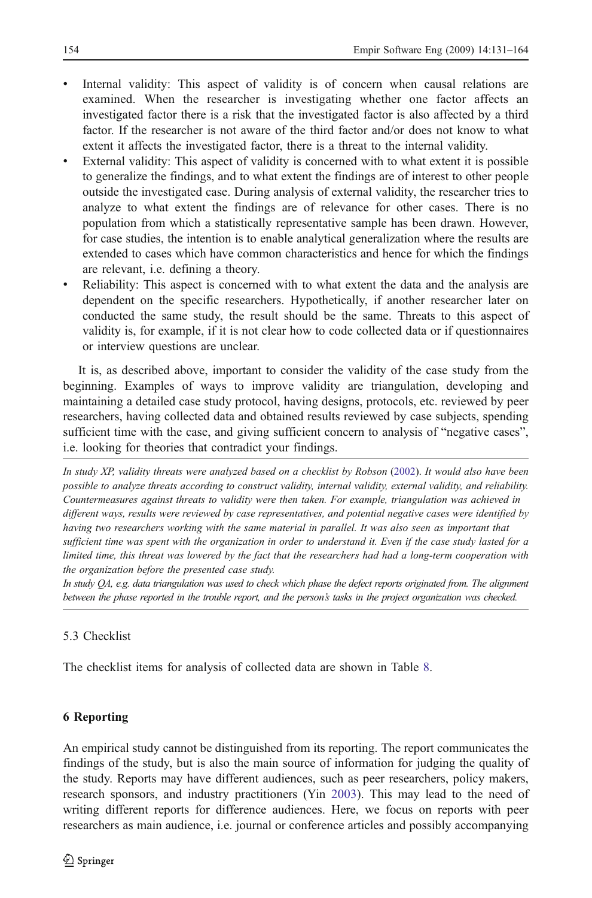- Internal validity: This aspect of validity is of concern when causal relations are examined. When the researcher is investigating whether one factor affects an investigated factor there is a risk that the investigated factor is also affected by a third factor. If the researcher is not aware of the third factor and/or does not know to what extent it affects the investigated factor, there is a threat to the internal validity.
- External validity: This aspect of validity is concerned with to what extent it is possible to generalize the findings, and to what extent the findings are of interest to other people outside the investigated case. During analysis of external validity, the researcher tries to analyze to what extent the findings are of relevance for other cases. There is no population from which a statistically representative sample has been drawn. However, for case studies, the intention is to enable analytical generalization where the results are extended to cases which have common characteristics and hence for which the findings are relevant, i.e. defining a theory.
- Reliability: This aspect is concerned with to what extent the data and the analysis are dependent on the specific researchers. Hypothetically, if another researcher later on conducted the same study, the result should be the same. Threats to this aspect of validity is, for example, if it is not clear how to code collected data or if questionnaires or interview questions are unclear.

It is, as described above, important to consider the validity of the case study from the beginning. Examples of ways to improve validity are triangulation, developing and maintaining a detailed case study protocol, having designs, protocols, etc. reviewed by peer researchers, having collected data and obtained results reviewed by case subjects, spending sufficient time with the case, and giving sufficient concern to analysis of "negative cases", i.e. looking for theories that contradict your findings.

---

*In study XP, validity threats were analyzed based on a checklist by Robson (2002). It would also have been possible to analyze threats according to construct validity, internal validity, external validity, and reliability. Countermeasures against threats to validity were then taken. For example, triangulation was achieved in different ways, results were reviewed by case representatives, and potential negative cases were identified by having two researchers working with the same material in parallel. It was also seen as important that sufficient time was spent with the organization in order to understand it. Even if the case study lasted for a limited time, this threat was lowered by the fact that the researchers had had a long-term cooperation with the organization before the presented case study.*

*In study QA, e.g. data triangulation was used to check which phase the defect reports originated from. The alignment between the phase reported in the trouble report, and the person's tasks in the project organization was checked.*

---

### 5.3 Checklist

The checklist items for analysis of collected data are shown in Table 8.

## 6 Reporting

An empirical study cannot be distinguished from its reporting. The report communicates the findings of the study, but is also the main source of information for judging the quality of the study. Reports may have different audiences, such as peer researchers, policy makers, research sponsors, and industry practitioners (Yin 2003). This may lead to the need of writing different reports for difference audiences. Here, we focus on reports with peer researchers as main audience, i.e. journal or conference articles and possibly accompanying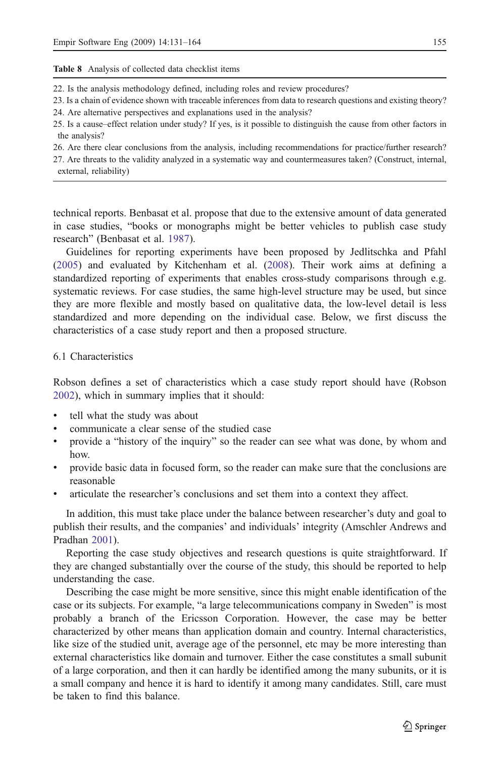Table 8 Analysis of collected data checklist items

22. Is the analysis methodology defined, including roles and review procedures?
23. Is a chain of evidence shown with traceable inferences from data to research questions and existing theory?
24. Are alternative perspectives and explanations used in the analysis?
25. Is a cause–effect relation under study? If yes, is it possible to distinguish the cause from other factors in the analysis?
26. Are there clear conclusions from the analysis, including recommendations for practice/further research?
27. Are threats to the validity analyzed in a systematic way and countermeasures taken? (Construct, internal, external, reliability)

technical reports. Benbasat et al. propose that due to the extensive amount of data generated in case studies, "books or monographs might be better vehicles to publish case study research" (Benbasat et al. 1987).

Guidelines for reporting experiments have been proposed by Jedlitschka and Pfahl (2005) and evaluated by Kitchenham et al. (2008). Their work aims at defining a standardized reporting of experiments that enables cross-study comparisons through e.g. systematic reviews. For case studies, the same high-level structure may be used, but since they are more flexible and mostly based on qualitative data, the low-level detail is less standardized and more depending on the individual case. Below, we first discuss the characteristics of a case study report and then a proposed structure.

### 6.1 Characteristics

Robson defines a set of characteristics which a case study report should have (Robson 2002), which in summary implies that it should:

- tell what the study was about
- communicate a clear sense of the studied case
- provide a "history of the inquiry" so the reader can see what was done, by whom and how.
- provide basic data in focused form, so the reader can make sure that the conclusions are reasonable
- articulate the researcher's conclusions and set them into a context they affect.

In addition, this must take place under the balance between researcher's duty and goal to publish their results, and the companies' and individuals' integrity (Amschler Andrews and Pradhan 2001).

Reporting the case study objectives and research questions is quite straightforward. If they are changed substantially over the course of the study, this should be reported to help understanding the case.

Describing the case might be more sensitive, since this might enable identification of the case or its subjects. For example, "a large telecommunications company in Sweden" is most probably a branch of the Ericsson Corporation. However, the case may be better characterized by other means than application domain and country. Internal characteristics, like size of the studied unit, average age of the personnel, etc may be more interesting than external characteristics like domain and turnover. Either the case constitutes a small subunit of a large corporation, and then it can hardly be identified among the many subunits, or it is a small company and hence it is hard to identify it among many candidates. Still, care must be taken to find this balance.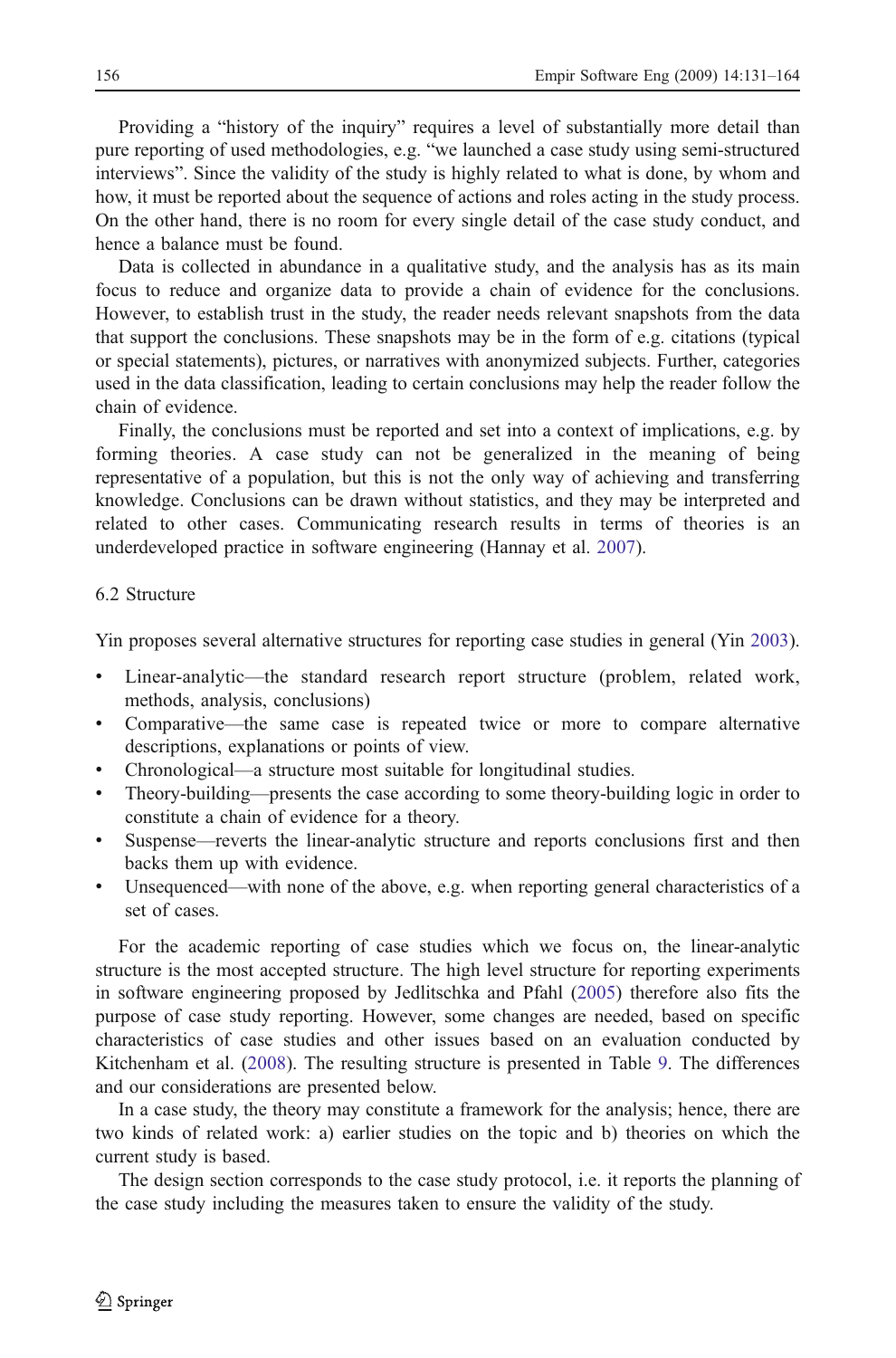Providing a "history of the inquiry" requires a level of substantially more detail than pure reporting of used methodologies, e.g. "we launched a case study using semi-structured interviews". Since the validity of the study is highly related to what is done, by whom and how, it must be reported about the sequence of actions and roles acting in the study process. On the other hand, there is no room for every single detail of the case study conduct, and hence a balance must be found.

Data is collected in abundance in a qualitative study, and the analysis has as its main focus to reduce and organize data to provide a chain of evidence for the conclusions. However, to establish trust in the study, the reader needs relevant snapshots from the data that support the conclusions. These snapshots may be in the form of e.g. citations (typical or special statements), pictures, or narratives with anonymized subjects. Further, categories used in the data classification, leading to certain conclusions may help the reader follow the chain of evidence.

Finally, the conclusions must be reported and set into a context of implications, e.g. by forming theories. A case study can not be generalized in the meaning of being representative of a population, but this is not the only way of achieving and transferring knowledge. Conclusions can be drawn without statistics, and they may be interpreted and related to other cases. Communicating research results in terms of theories is an underdeveloped practice in software engineering (Hannay et al. 2007).

### 6.2 Structure

Yin proposes several alternative structures for reporting case studies in general (Yin 2003).

- Linear-analytic—the standard research report structure (problem, related work, methods, analysis, conclusions)
- Comparative—the same case is repeated twice or more to compare alternative descriptions, explanations or points of view.
- Chronological—a structure most suitable for longitudinal studies.
- Theory-building—presents the case according to some theory-building logic in order to constitute a chain of evidence for a theory.
- Suspense—reverts the linear-analytic structure and reports conclusions first and then backs them up with evidence.
- Unsequenced—with none of the above, e.g. when reporting general characteristics of a set of cases.

For the academic reporting of case studies which we focus on, the linear-analytic structure is the most accepted structure. The high level structure for reporting experiments in software engineering proposed by Jedlitschka and Pfahl (2005) therefore also fits the purpose of case study reporting. However, some changes are needed, based on specific characteristics of case studies and other issues based on an evaluation conducted by Kitchenham et al. (2008). The resulting structure is presented in Table 9. The differences and our considerations are presented below.

In a case study, the theory may constitute a framework for the analysis; hence, there are two kinds of related work: a) earlier studies on the topic and b) theories on which the current study is based.

The design section corresponds to the case study protocol, i.e. it reports the planning of the case study including the measures taken to ensure the validity of the study.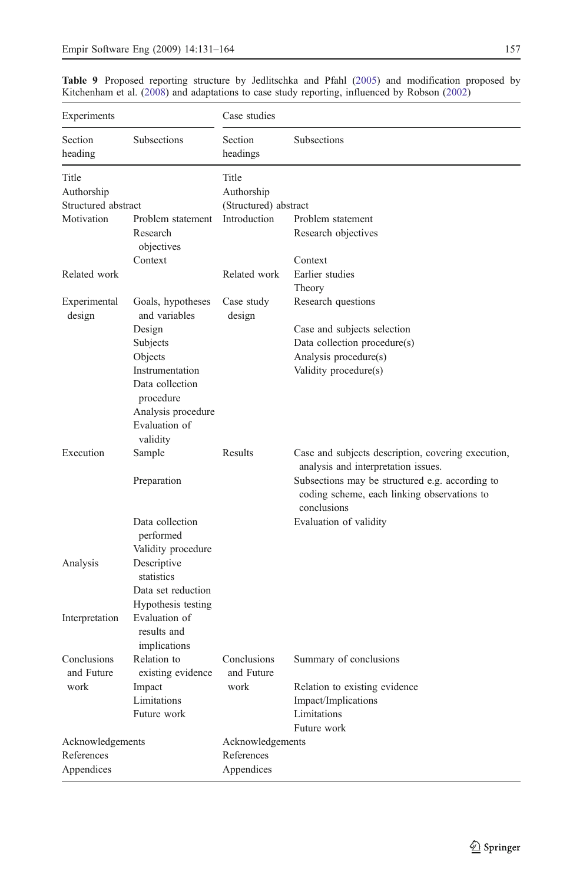**Table 9** Proposed reporting structure by Jedlitschka and Pfahl (2005) and modification proposed by Kitchenham et al. (2008) and adaptations to case study reporting, influenced by Robson (2002)

| Experiments | | Case studies | |
|---|---|---|---|
| Section heading | Subsections | Section headings | Subsections |
| Title | | Title | |
| Authorship | | Authorship | |
| Structured abstract | | (Structured) abstract | |
| Motivation | Problem statement | Introduction | Problem statement |
| | Research objectives | | Research objectives |
| | Context | | Context |
| Related work | | Related work | Earlier studies |
| | | | Theory |
| Experimental design | Goals, hypotheses and variables | Case study design | Research questions |
| | Design | | Case and subjects selection |
| | Subjects | | Data collection procedure(s) |
| | Objects | | Analysis procedure(s) |
| | Instrumentation | | Validity procedure(s) |
| | Data collection procedure | | |
| | Analysis procedure | | |
| | Evaluation of validity | | |
| Execution | Sample | Results | Case and subjects description, covering execution, analysis and interpretation issues. |
| | Preparation | | Subsections may be structured e.g. according to coding scheme, each linking observations to conclusions |
| | Data collection performed | | Evaluation of validity |
| | Validity procedure | | |
| Analysis | Descriptive statistics | | |
| | Data set reduction | | |
| | Hypothesis testing | | |
| Interpretation | Evaluation of results and implications | | |
| Conclusions and Future work | Relation to existing evidence | Conclusions and Future work | Summary of conclusions |
| | Impact | | Relation to existing evidence |
| | Limitations | | Impact/Implications |
| | Future work | | Limitations |
| | | | Future work |
| Acknowledgements | | Acknowledgements | |
| References | | References | |
| Appendices | | Appendices | |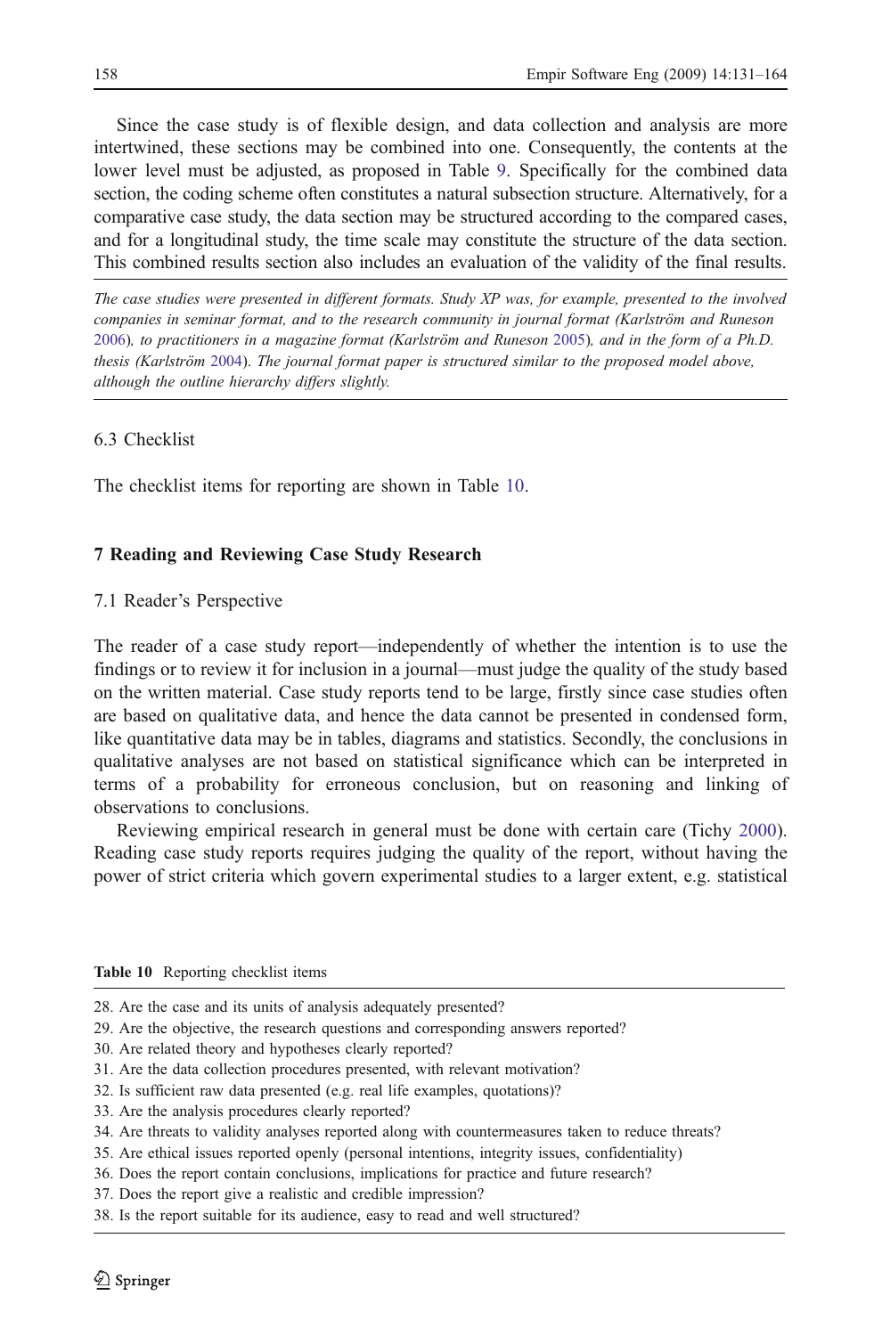Since the case study is of flexible design, and data collection and analysis are more intertwined, these sections may be combined into one. Consequently, the contents at the lower level must be adjusted, as proposed in Table 9. Specifically for the combined data section, the coding scheme often constitutes a natural subsection structure. Alternatively, for a comparative case study, the data section may be structured according to the compared cases, and for a longitudinal study, the time scale may constitute the structure of the data section. This combined results section also includes an evaluation of the validity of the final results.

---

*The case studies were presented in different formats. Study XP was, for example, presented to the involved companies in seminar format, and to the research community in journal format (Karlström and Runeson 2006), to practitioners in a magazine format (Karlström and Runeson 2005), and in the form of a Ph.D. thesis (Karlström 2004). The journal format paper is structured similar to the proposed model above, although the outline hierarchy differs slightly.*

---

### 6.3 Checklist

The checklist items for reporting are shown in Table 10.

## 7 Reading and Reviewing Case Study Research

### 7.1 Reader's Perspective

The reader of a case study report—independently of whether the intention is to use the findings or to review it for inclusion in a journal—must judge the quality of the study based on the written material. Case study reports tend to be large, firstly since case studies often are based on qualitative data, and hence the data cannot be presented in condensed form, like quantitative data may be in tables, diagrams and statistics. Secondly, the conclusions in qualitative analyses are not based on statistical significance which can be interpreted in terms of a probability for erroneous conclusion, but on reasoning and linking of observations to conclusions.

Reviewing empirical research in general must be done with certain care (Tichy 2000). Reading case study reports requires judging the quality of the report, without having the power of strict criteria which govern experimental studies to a larger extent, e.g. statistical

**Table 10** Reporting checklist items

28. Are the case and its units of analysis adequately presented?
29. Are the objective, the research questions and corresponding answers reported?
30. Are related theory and hypotheses clearly reported?
31. Are the data collection procedures presented, with relevant motivation?
32. Is sufficient raw data presented (e.g. real life examples, quotations)?
33. Are the analysis procedures clearly reported?
34. Are threats to validity analyses reported along with countermeasures taken to reduce threats?
35. Are ethical issues reported openly (personal intentions, integrity issues, confidentiality)
36. Does the report contain conclusions, implications for practice and future research?
37. Does the report give a realistic and credible impression?
38. Is the report suitable for its audience, easy to read and well structured?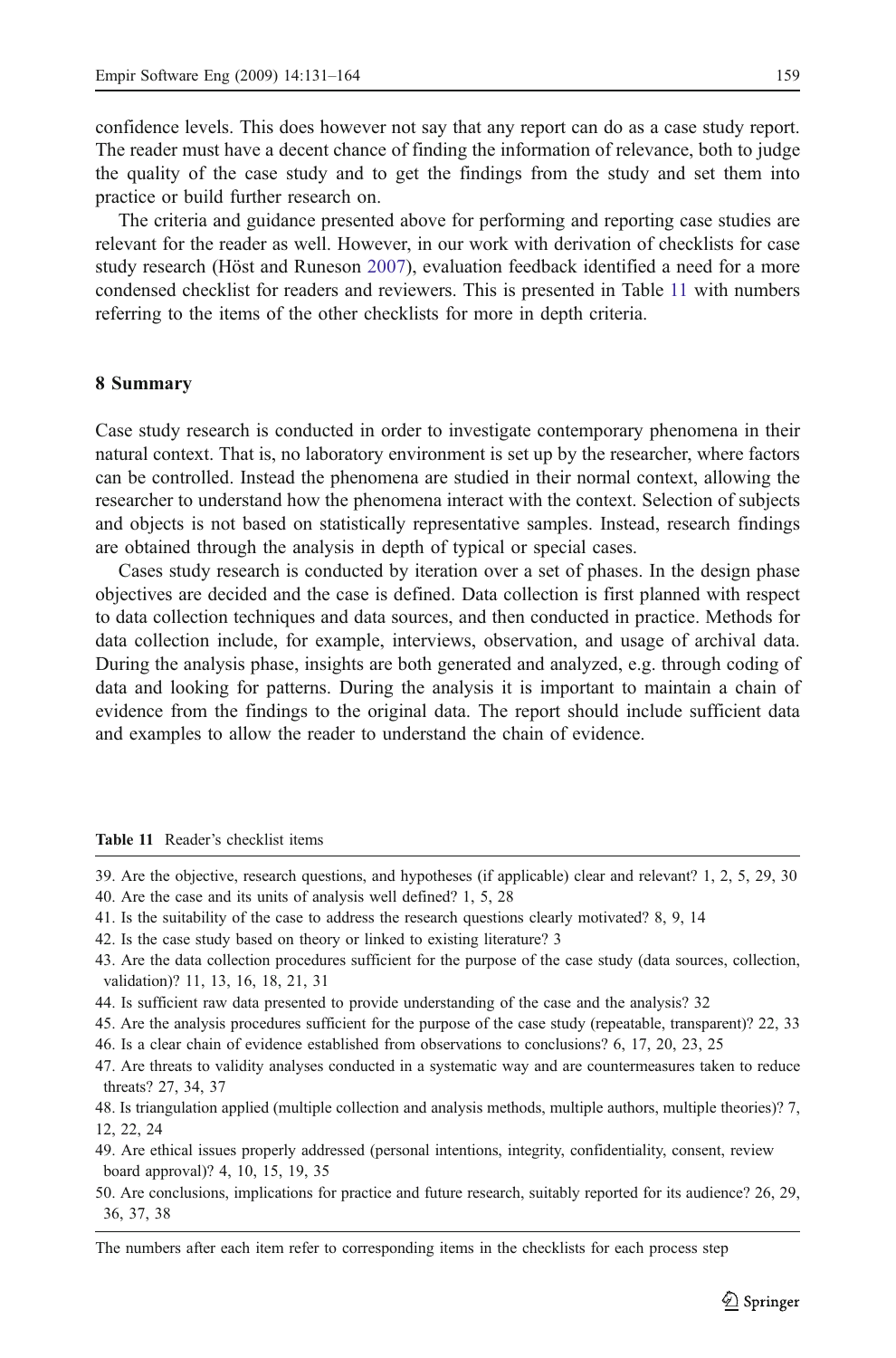confidence levels. This does however not say that any report can do as a case study report. The reader must have a decent chance of finding the information of relevance, both to judge the quality of the case study and to get the findings from the study and set them into practice or build further research on.

The criteria and guidance presented above for performing and reporting case studies are relevant for the reader as well. However, in our work with derivation of checklists for case study research (Höst and Runeson 2007), evaluation feedback identified a need for a more condensed checklist for readers and reviewers. This is presented in Table 11 with numbers referring to the items of the other checklists for more in depth criteria.

## 8 Summary

Case study research is conducted in order to investigate contemporary phenomena in their natural context. That is, no laboratory environment is set up by the researcher, where factors can be controlled. Instead the phenomena are studied in their normal context, allowing the researcher to understand how the phenomena interact with the context. Selection of subjects and objects is not based on statistically representative samples. Instead, research findings are obtained through the analysis in depth of typical or special cases.

Cases study research is conducted by iteration over a set of phases. In the design phase objectives are decided and the case is defined. Data collection is first planned with respect to data collection techniques and data sources, and then conducted in practice. Methods for data collection include, for example, interviews, observation, and usage of archival data. During the analysis phase, insights are both generated and analyzed, e.g. through coding of data and looking for patterns. During the analysis it is important to maintain a chain of evidence from the findings to the original data. The report should include sufficient data and examples to allow the reader to understand the chain of evidence.

**Table 11** Reader's checklist items

39. Are the objective, research questions, and hypotheses (if applicable) clear and relevant? 1, 2, 5, 29, 30
40. Are the case and its units of analysis well defined? 1, 5, 28
41. Is the suitability of the case to address the research questions clearly motivated? 8, 9, 14
42. Is the case study based on theory or linked to existing literature? 3
43. Are the data collection procedures sufficient for the purpose of the case study (data sources, collection, validation)? 11, 13, 16, 18, 21, 31
44. Is sufficient raw data presented to provide understanding of the case and the analysis? 32
45. Are the analysis procedures sufficient for the purpose of the case study (repeatable, transparent)? 22, 33
46. Is a clear chain of evidence established from observations to conclusions? 6, 17, 20, 23, 25
47. Are threats to validity analyses conducted in a systematic way and are countermeasures taken to reduce threats? 27, 34, 37
48. Is triangulation applied (multiple collection and analysis methods, multiple authors, multiple theories)? 7, 12, 22, 24
49. Are ethical issues properly addressed (personal intentions, integrity, confidentiality, consent, review board approval)? 4, 10, 15, 19, 35
50. Are conclusions, implications for practice and future research, suitably reported for its audience? 26, 29, 36, 37, 38

The numbers after each item refer to corresponding items in the checklists for each process step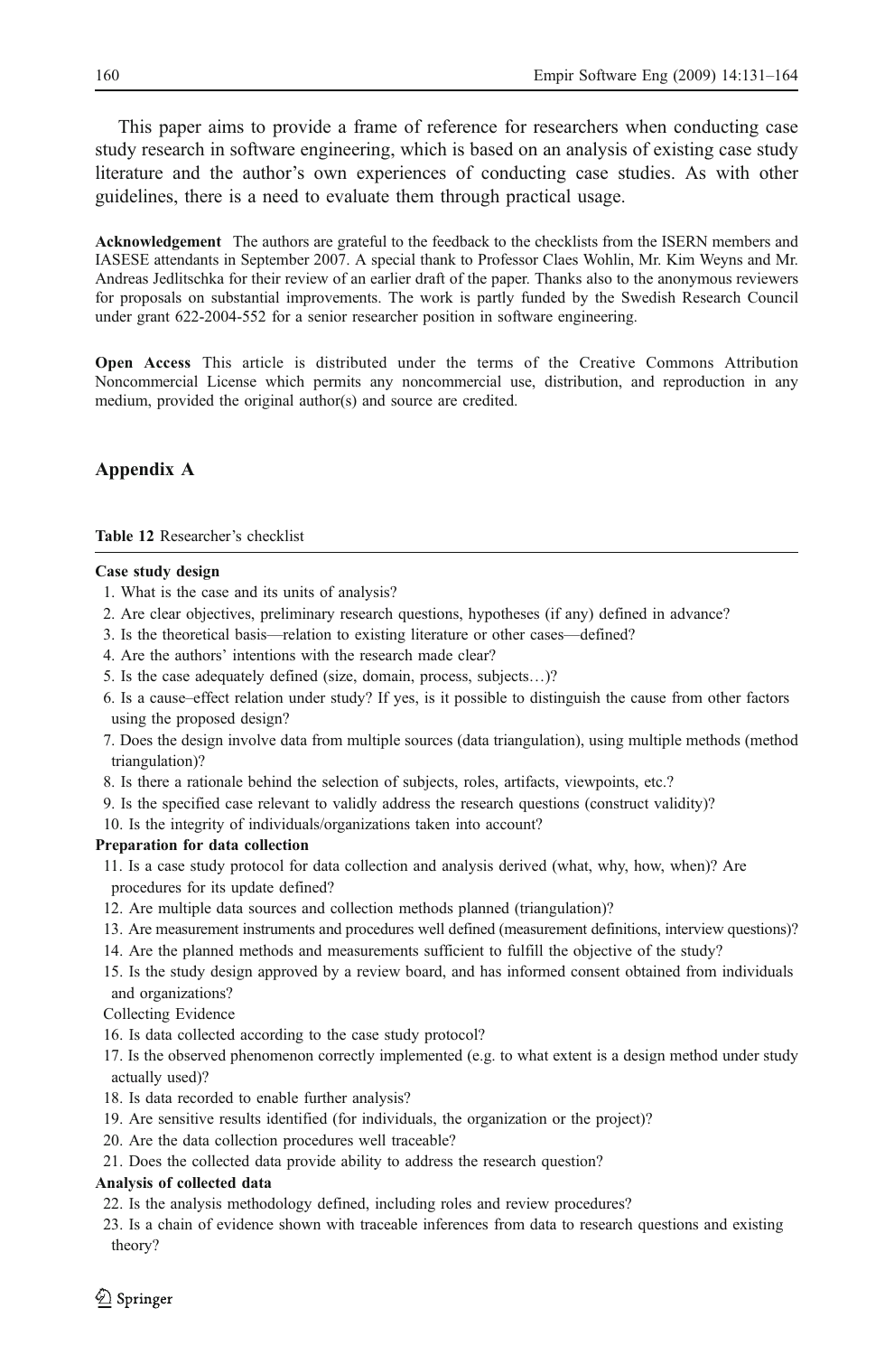This paper aims to provide a frame of reference for researchers when conducting case study research in software engineering, which is based on an analysis of existing case study literature and the author's own experiences of conducting case studies. As with other guidelines, there is a need to evaluate them through practical usage.

**Acknowledgement** The authors are grateful to the feedback to the checklists from the ISERN members and IASESE attendants in September 2007. A special thank to Professor Claes Wohlin, Mr. Kim Weyns and Mr. Andreas Jedlitschka for their review of an earlier draft of the paper. Thanks also to the anonymous reviewers for proposals on substantial improvements. The work is partly funded by the Swedish Research Council under grant 622-2004-552 for a senior researcher position in software engineering.

**Open Access** This article is distributed under the terms of the Creative Commons Attribution Noncommercial License which permits any noncommercial use, distribution, and reproduction in any medium, provided the original author(s) and source are credited.

## Appendix A

**Table 12** Researcher's checklist

**Case study design**

1. What is the case and its units of analysis?
2. Are clear objectives, preliminary research questions, hypotheses (if any) defined in advance?
3. Is the theoretical basis—relation to existing literature or other cases—defined?
4. Are the authors' intentions with the research made clear?
5. Is the case adequately defined (size, domain, process, subjects…)?
6. Is a cause–effect relation under study? If yes, is it possible to distinguish the cause from other factors using the proposed design?
7. Does the design involve data from multiple sources (data triangulation), using multiple methods (method triangulation)?
8. Is there a rationale behind the selection of subjects, roles, artifacts, viewpoints, etc.?
9. Is the specified case relevant to validly address the research questions (construct validity)?
10. Is the integrity of individuals/organizations taken into account?

**Preparation for data collection**

11. Is a case study protocol for data collection and analysis derived (what, why, how, when)? Are procedures for its update defined?
12. Are multiple data sources and collection methods planned (triangulation)?
13. Are measurement instruments and procedures well defined (measurement definitions, interview questions)?
14. Are the planned methods and measurements sufficient to fulfill the objective of the study?
15. Is the study design approved by a review board, and has informed consent obtained from individuals and organizations?

Collecting Evidence

16. Is data collected according to the case study protocol?
17. Is the observed phenomenon correctly implemented (e.g. to what extent is a design method under study actually used)?
18. Is data recorded to enable further analysis?
19. Are sensitive results identified (for individuals, the organization or the project)?
20. Are the data collection procedures well traceable?
21. Does the collected data provide ability to address the research question?

**Analysis of collected data**

22. Is the analysis methodology defined, including roles and review procedures?
23. Is a chain of evidence shown with traceable inferences from data to research questions and existing theory?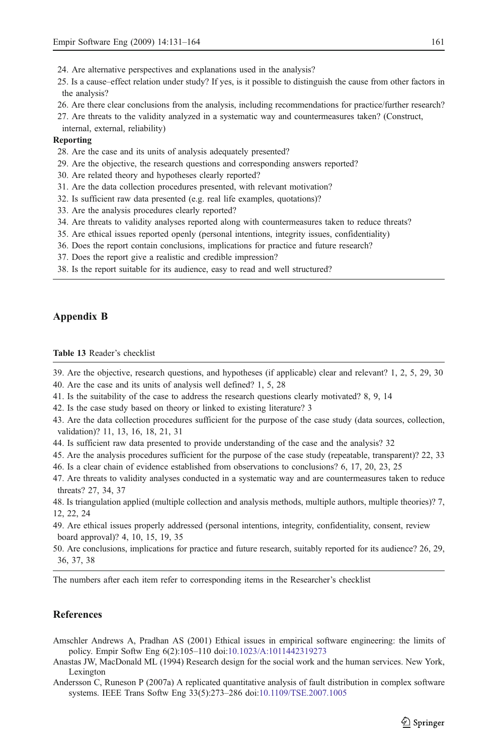24. Are alternative perspectives and explanations used in the analysis?
25. Is a cause–effect relation under study? If yes, is it possible to distinguish the cause from other factors in the analysis?
26. Are there clear conclusions from the analysis, including recommendations for practice/further research?
27. Are threats to the validity analyzed in a systematic way and countermeasures taken? (Construct, internal, external, reliability)

**Reporting**

28. Are the case and its units of analysis adequately presented?
29. Are the objective, the research questions and corresponding answers reported?
30. Are related theory and hypotheses clearly reported?
31. Are the data collection procedures presented, with relevant motivation?
32. Is sufficient raw data presented (e.g. real life examples, quotations)?
33. Are the analysis procedures clearly reported?
34. Are threats to validity analyses reported along with countermeasures taken to reduce threats?
35. Are ethical issues reported openly (personal intentions, integrity issues, confidentiality)
36. Does the report contain conclusions, implications for practice and future research?
37. Does the report give a realistic and credible impression?
38. Is the report suitable for its audience, easy to read and well structured?

## Appendix B

**Table 13** Reader's checklist

39. Are the objective, research questions, and hypotheses (if applicable) clear and relevant? 1, 2, 5, 29, 30
40. Are the case and its units of analysis well defined? 1, 5, 28
41. Is the suitability of the case to address the research questions clearly motivated? 8, 9, 14
42. Is the case study based on theory or linked to existing literature? 3
43. Are the data collection procedures sufficient for the purpose of the case study (data sources, collection, validation)? 11, 13, 16, 18, 21, 31
44. Is sufficient raw data presented to provide understanding of the case and the analysis? 32
45. Are the analysis procedures sufficient for the purpose of the case study (repeatable, transparent)? 22, 33
46. Is a clear chain of evidence established from observations to conclusions? 6, 17, 20, 23, 25
47. Are threats to validity analyses conducted in a systematic way and are countermeasures taken to reduce threats? 27, 34, 37
48. Is triangulation applied (multiple collection and analysis methods, multiple authors, multiple theories)? 7, 12, 22, 24
49. Are ethical issues properly addressed (personal intentions, integrity, confidentiality, consent, review board approval)? 4, 10, 15, 19, 35
50. Are conclusions, implications for practice and future research, suitably reported for its audience? 26, 29, 36, 37, 38

The numbers after each item refer to corresponding items in the Researcher's checklist

## References

Amschler Andrews A, Pradhan AS (2001) Ethical issues in empirical software engineering: the limits of policy. Empir Softw Eng 6(2):105–110 doi:10.1023/A:1011442319273

Anastas JW, MacDonald ML (1994) Research design for the social work and the human services. New York, Lexington

Andersson C, Runeson P (2007a) A replicated quantitative analysis of fault distribution in complex software systems. IEEE Trans Softw Eng 33(5):273–286 doi:10.1109/TSE.2007.1005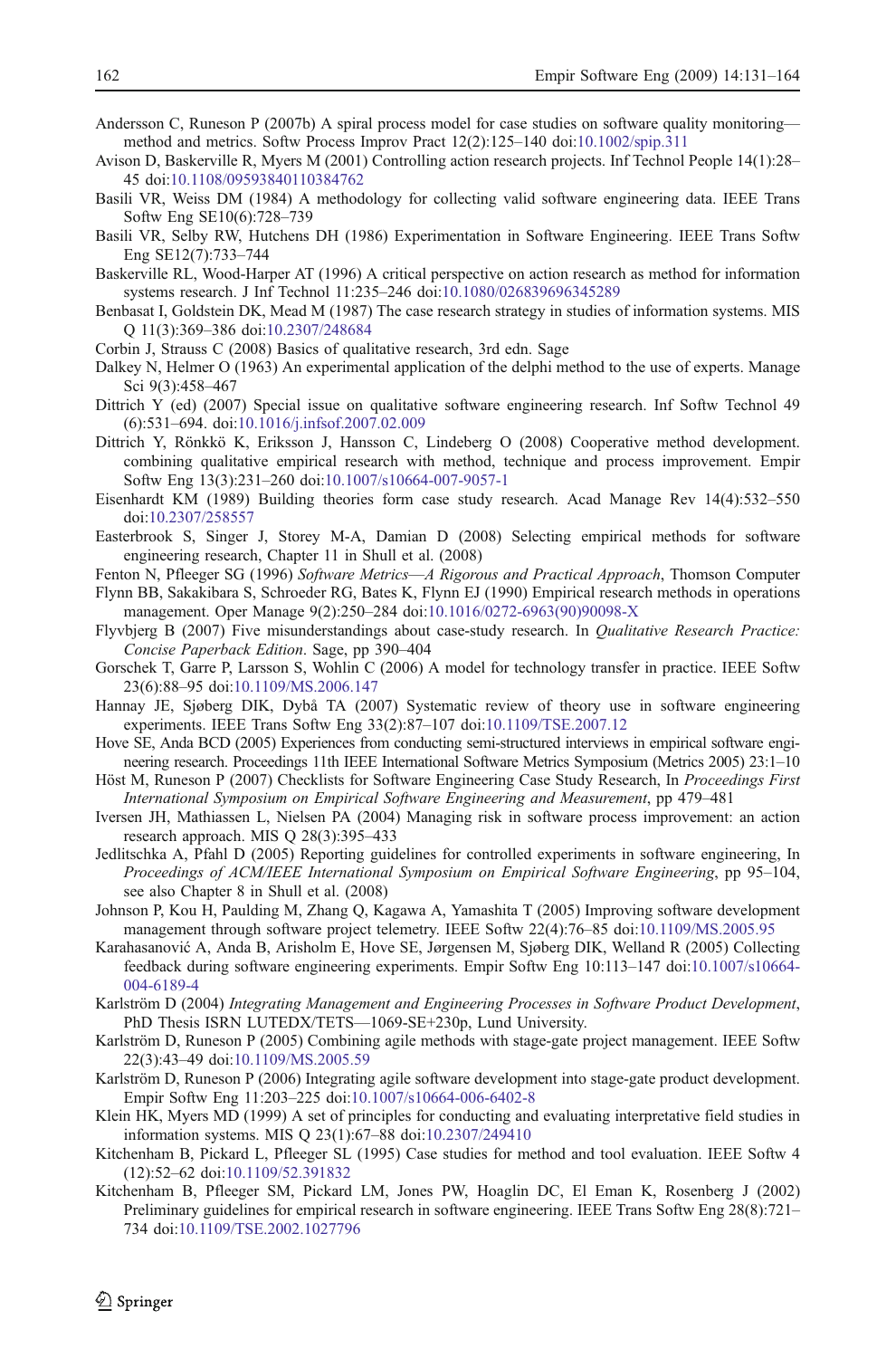Andersson C, Runeson P (2007b) A spiral process model for case studies on software quality monitoring—method and metrics. Softw Process Improv Pract 12(2):125–140 doi:10.1002/spip.311

Avison D, Baskerville R, Myers M (2001) Controlling action research projects. Inf Technol People 14(1):28–45 doi:10.1108/09593840110384762

Basili VR, Weiss DM (1984) A methodology for collecting valid software engineering data. IEEE Trans Softw Eng SE10(6):728–739

Basili VR, Selby RW, Hutchens DH (1986) Experimentation in Software Engineering. IEEE Trans Softw Eng SE12(7):733–744

Baskerville RL, Wood-Harper AT (1996) A critical perspective on action research as method for information systems research. J Inf Technol 11:235–246 doi:10.1080/026839696345289

Benbasat I, Goldstein DK, Mead M (1987) The case research strategy in studies of information systems. MIS Q 11(3):369–386 doi:10.2307/248684

Corbin J, Strauss C (2008) Basics of qualitative research, 3rd edn. Sage

Dalkey N, Helmer O (1963) An experimental application of the delphi method to the use of experts. Manage Sci 9(3):458–467

Dittrich Y (ed) (2007) Special issue on qualitative software engineering research. Inf Softw Technol 49 (6):531–694. doi:10.1016/j.infsof.2007.02.009

Dittrich Y, Rönkkö K, Eriksson J, Hansson C, Lindeberg O (2008) Cooperative method development. combining qualitative empirical research with method, technique and process improvement. Empir Softw Eng 13(3):231–260 doi:10.1007/s10664-007-9057-1

Eisenhardt KM (1989) Building theories form case study research. Acad Manage Rev 14(4):532–550 doi:10.2307/258557

Easterbrook S, Singer J, Storey M-A, Damian D (2008) Selecting empirical methods for software engineering research, Chapter 11 in Shull et al. (2008)

Fenton N, Pfleeger SG (1996) *Software Metrics—A Rigorous and Practical Approach*, Thomson Computer

Flynn BB, Sakakibara S, Schroeder RG, Bates K, Flynn EJ (1990) Empirical research methods in operations management. Oper Manage 9(2):250–284 doi:10.1016/0272-6963(90)90098-X

Flyvbjerg B (2007) Five misunderstandings about case-study research. In *Qualitative Research Practice: Concise Paperback Edition*. Sage, pp 390–404

Gorschek T, Garre P, Larsson S, Wohlin C (2006) A model for technology transfer in practice. IEEE Softw 23(6):88–95 doi:10.1109/MS.2006.147

Hannay JE, Sjøberg DIK, Dybå TA (2007) Systematic review of theory use in software engineering experiments. IEEE Trans Softw Eng 33(2):87–107 doi:10.1109/TSE.2007.12

Hove SE, Anda BCD (2005) Experiences from conducting semi-structured interviews in empirical software engineering research. Proceedings 11th IEEE International Software Metrics Symposium (Metrics 2005) 23:1–10

Höst M, Runeson P (2007) Checklists for Software Engineering Case Study Research, In *Proceedings First International Symposium on Empirical Software Engineering and Measurement*, pp 479–481

Iversen JH, Mathiassen L, Nielsen PA (2004) Managing risk in software process improvement: an action research approach. MIS Q 28(3):395–433

Jedlitschka A, Pfahl D (2005) Reporting guidelines for controlled experiments in software engineering, In *Proceedings of ACM/IEEE International Symposium on Empirical Software Engineering*, pp 95–104, see also Chapter 8 in Shull et al. (2008)

Johnson P, Kou H, Paulding M, Zhang Q, Kagawa A, Yamashita T (2005) Improving software development management through software project telemetry. IEEE Softw 22(4):76–85 doi:10.1109/MS.2005.95

Karahasanović A, Anda B, Arisholm E, Hove SE, Jørgensen M, Sjøberg DIK, Welland R (2005) Collecting feedback during software engineering experiments. Empir Softw Eng 10:113–147 doi:10.1007/s10664-004-6189-4

Karlström D (2004) *Integrating Management and Engineering Processes in Software Product Development*, PhD Thesis ISRN LUTEDX/TETS—1069-SE+230p, Lund University.

Karlström D, Runeson P (2005) Combining agile methods with stage-gate project management. IEEE Softw 22(3):43–49 doi:10.1109/MS.2005.59

Karlström D, Runeson P (2006) Integrating agile software development into stage-gate product development. Empir Softw Eng 11:203–225 doi:10.1007/s10664-006-6402-8

Klein HK, Myers MD (1999) A set of principles for conducting and evaluating interpretative field studies in information systems. MIS Q 23(1):67–88 doi:10.2307/249410

Kitchenham B, Pickard L, Pfleeger SL (1995) Case studies for method and tool evaluation. IEEE Softw 4 (12):52–62 doi:10.1109/52.391832

Kitchenham B, Pfleeger SM, Pickard LM, Jones PW, Hoaglin DC, El Eman K, Rosenberg J (2002) Preliminary guidelines for empirical research in software engineering. IEEE Trans Softw Eng 28(8):721–734 doi:10.1109/TSE.2002.1027796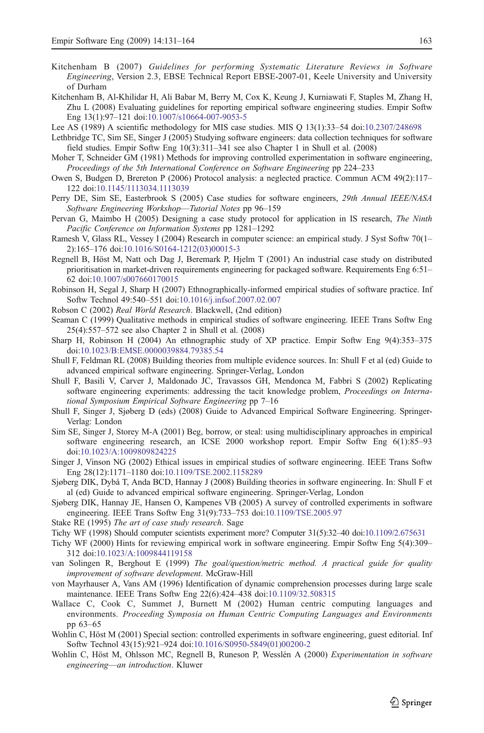Kitchenham B (2007) *Guidelines for performing Systematic Literature Reviews in Software Engineering*, Version 2.3, EBSE Technical Report EBSE-2007-01, Keele University and University of Durham

Kitchenham B, Al-Khilidar H, Ali Babar M, Berry M, Cox K, Keung J, Kurniawati F, Staples M, Zhang H, Zhu L (2008) Evaluating guidelines for reporting empirical software engineering studies. Empir Softw Eng 13(1):97–121 doi:10.1007/s10664-007-9053-5

Lee AS (1989) A scientific methodology for MIS case studies. MIS Q 13(1):33–54 doi:10.2307/248698

Lethbridge TC, Sim SE, Singer J (2005) Studying software engineers: data collection techniques for software field studies. Empir Softw Eng 10(3):311–341 see also Chapter 1 in Shull et al. (2008)

Moher T, Schneider GM (1981) Methods for improving controlled experimentation in software engineering, *Proceedings of the 5th International Conference on Software Engineering* pp 224–233

Owen S, Budgen D, Brereton P (2006) Protocol analysis: a neglected practice. Commun ACM 49(2):117–122 doi:10.1145/1113034.1113039

Perry DE, Sim SE, Easterbrook S (2005) Case studies for software engineers, *29th Annual IEEE/NASA Software Engineering Workshop—Tutorial Notes* pp 96–159

Pervan G, Maimbo H (2005) Designing a case study protocol for application in IS research, *The Ninth Pacific Conference on Information Systems* pp 1281–1292

Ramesh V, Glass RL, Vessey I (2004) Research in computer science: an empirical study. J Syst Softw 70(1–2):165–176 doi:10.1016/S0164-1212(03)00015-3

Regnell B, Höst M, Natt och Dag J, Beremark P, Hjelm T (2001) An industrial case study on distributed prioritisation in market-driven requirements engineering for packaged software. Requirements Eng 6:51–62 doi:10.1007/s007660170015

Robinson H, Segal J, Sharp H (2007) Ethnographically-informed empirical studies of software practice. Inf Softw Technol 49:540–551 doi:10.1016/j.infsof.2007.02.007

Robson C (2002) *Real World Research*. Blackwell, (2nd edition)

Seaman C (1999) Qualitative methods in empirical studies of software engineering. IEEE Trans Softw Eng 25(4):557–572 see also Chapter 2 in Shull et al. (2008)

Sharp H, Robinson H (2004) An ethnographic study of XP practice. Empir Softw Eng 9(4):353–375 doi:10.1023/B:EMSE.0000039884.79385.54

Shull F, Feldman RL (2008) Building theories from multiple evidence sources. In: Shull F et al (ed) Guide to advanced empirical software engineering. Springer-Verlag, London

Shull F, Basili V, Carver J, Maldonado JC, Travassos GH, Mendonca M, Fabbri S (2002) Replicating software engineering experiments: addressing the tacit knowledge problem, *Proceedings on International Symposium Empirical Software Engineering* pp 7–16

Shull F, Singer J, Sjøberg D (eds) (2008) Guide to Advanced Empirical Software Engineering. Springer-Verlag: London

Sim SE, Singer J, Storey M-A (2001) Beg, borrow, or steal: using multidisciplinary approaches in empirical software engineering research, an ICSE 2000 workshop report. Empir Softw Eng 6(1):85–93 doi:10.1023/A:1009809824225

Singer J, Vinson NG (2002) Ethical issues in empirical studies of software engineering. IEEE Trans Softw Eng 28(12):1171–1180 doi:10.1109/TSE.2002.1158289

Sjøberg DIK, Dybå T, Anda BCD, Hannay J (2008) Building theories in software engineering. In: Shull F et al (ed) Guide to advanced empirical software engineering. Springer-Verlag, London

Sjøberg DIK, Hannay JE, Hansen O, Kampenes VB (2005) A survey of controlled experiments in software engineering. IEEE Trans Softw Eng 31(9):733–753 doi:10.1109/TSE.2005.97

Stake RE (1995) *The art of case study research*. Sage

Tichy WF (1998) Should computer scientists experiment more? Computer 31(5):32–40 doi:10.1109/2.675631

Tichy WF (2000) Hints for reviewing empirical work in software engineering. Empir Softw Eng 5(4):309–312 doi:10.1023/A:1009844119158

van Solingen R, Berghout E (1999) *The goal/question/metric method. A practical guide for quality improvement of software development*. McGraw-Hill

von Mayrhauser A, Vans AM (1996) Identification of dynamic comprehension processes during large scale maintenance. IEEE Trans Softw Eng 22(6):424–438 doi:10.1109/32.508315

Wallace C, Cook C, Summet J, Burnett M (2002) Human centric computing languages and environments. *Proceeding Symposia on Human Centric Computing Languages and Environments* pp 63–65

Wohlin C, Höst M (2001) Special section: controlled experiments in software engineering, guest editorial. Inf Softw Technol 43(15):921–924 doi:10.1016/S0950-5849(01)00200-2

Wohlin C, Höst M, Ohlsson MC, Regnell B, Runeson P, Wesslén A (2000) *Experimentation in software engineering—an introduction*. Kluwer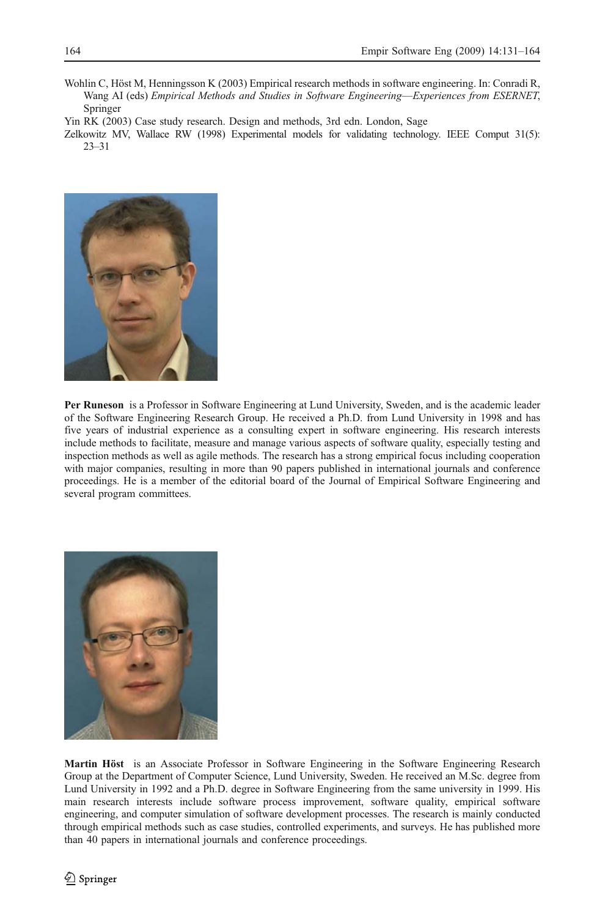Wohlin C, Höst M, Henningsson K (2003) Empirical research methods in software engineering. In: Conradi R, Wang AI (eds) *Empirical Methods and Studies in Software Engineering—Experiences from ESERNET*, Springer

Yin RK (2003) Case study research. Design and methods, 3rd edn. London, Sage

Zelkowitz MV, Wallace RW (1998) Experimental models for validating technology. IEEE Comput 31(5): 23–31

**Per Runeson** is a Professor in Software Engineering at Lund University, Sweden, and is the academic leader of the Software Engineering Research Group. He received a Ph.D. from Lund University in 1998 and has five years of industrial experience as a consulting expert in software engineering. His research interests include methods to facilitate, measure and manage various aspects of software quality, especially testing and inspection methods as well as agile methods. The research has a strong empirical focus including cooperation with major companies, resulting in more than 90 papers published in international journals and conference proceedings. He is a member of the editorial board of the Journal of Empirical Software Engineering and several program committees.

**Martin Höst** is an Associate Professor in Software Engineering in the Software Engineering Research Group at the Department of Computer Science, Lund University, Sweden. He received an M.Sc. degree from Lund University in 1992 and a Ph.D. degree in Software Engineering from the same university in 1999. His main research interests include software process improvement, software quality, empirical software engineering, and computer simulation of software development processes. The research is mainly conducted through empirical methods such as case studies, controlled experiments, and surveys. He has published more than 40 papers in international journals and conference proceedings.